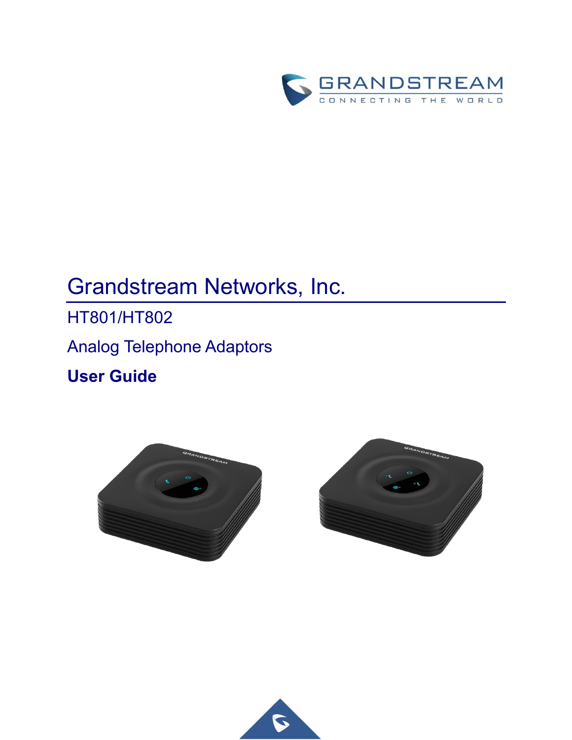# Grandstream Networks, Inc.

HT801/HT802

Analog Telephone Adaptors

**User Guide**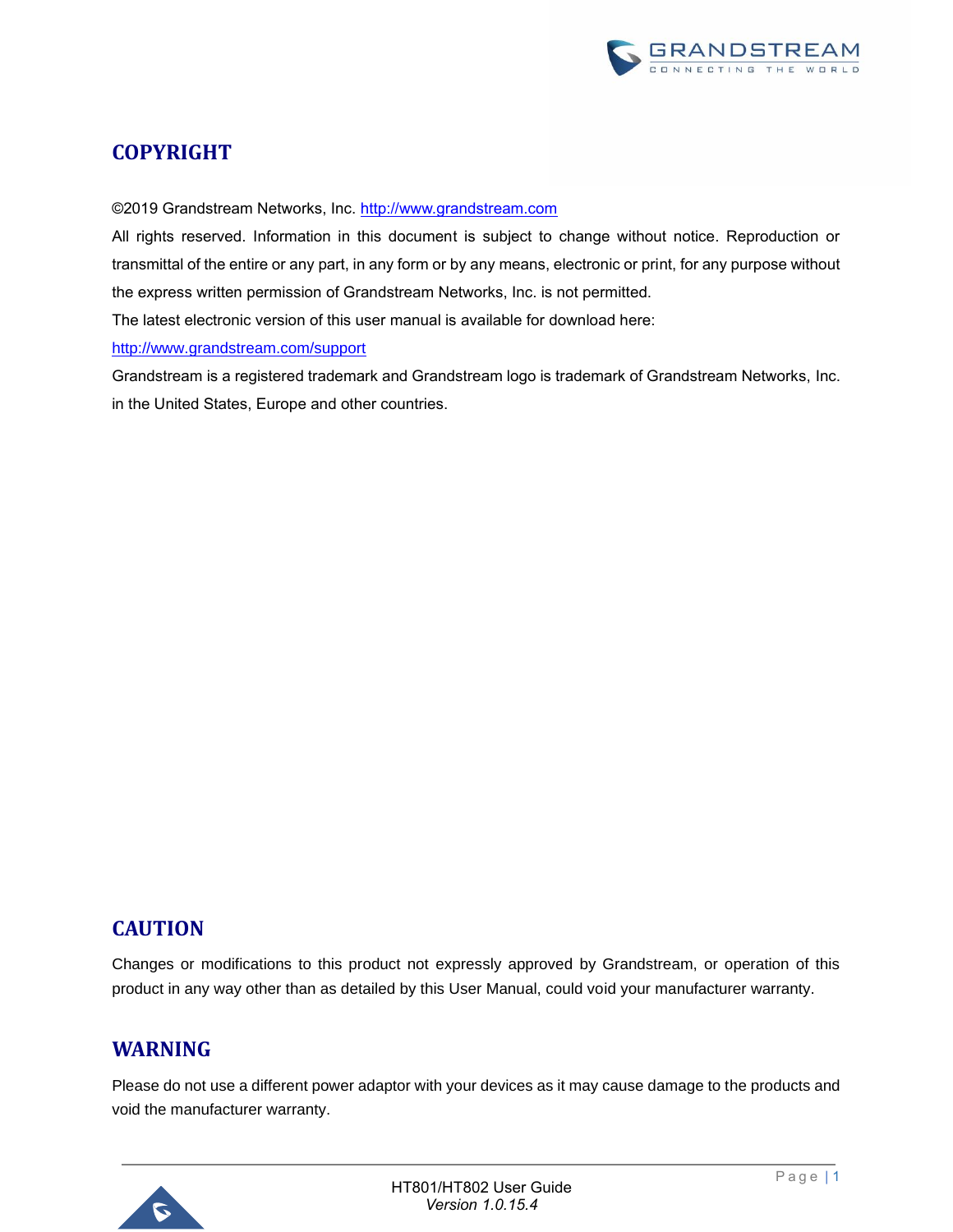## COPYRIGHT

©2019 Grandstream Networks, Inc. http://www.grandstream.com

All rights reserved. Information in this document is subject to change without notice. Reproduction or transmittal of the entire or any part, in any form or by any means, electronic or print, for any purpose without the express written permission of Grandstream Networks, Inc. is not permitted.

The latest electronic version of this user manual is available for download here:

http://www.grandstream.com/support

Grandstream is a registered trademark and Grandstream logo is trademark of Grandstream Networks, Inc. in the United States, Europe and other countries.

## CAUTION

Changes or modifications to this product not expressly approved by Grandstream, or operation of this product in any way other than as detailed by this User Manual, could void your manufacturer warranty.

## WARNING

Please do not use a different power adaptor with your devices as it may cause damage to the products and void the manufacturer warranty.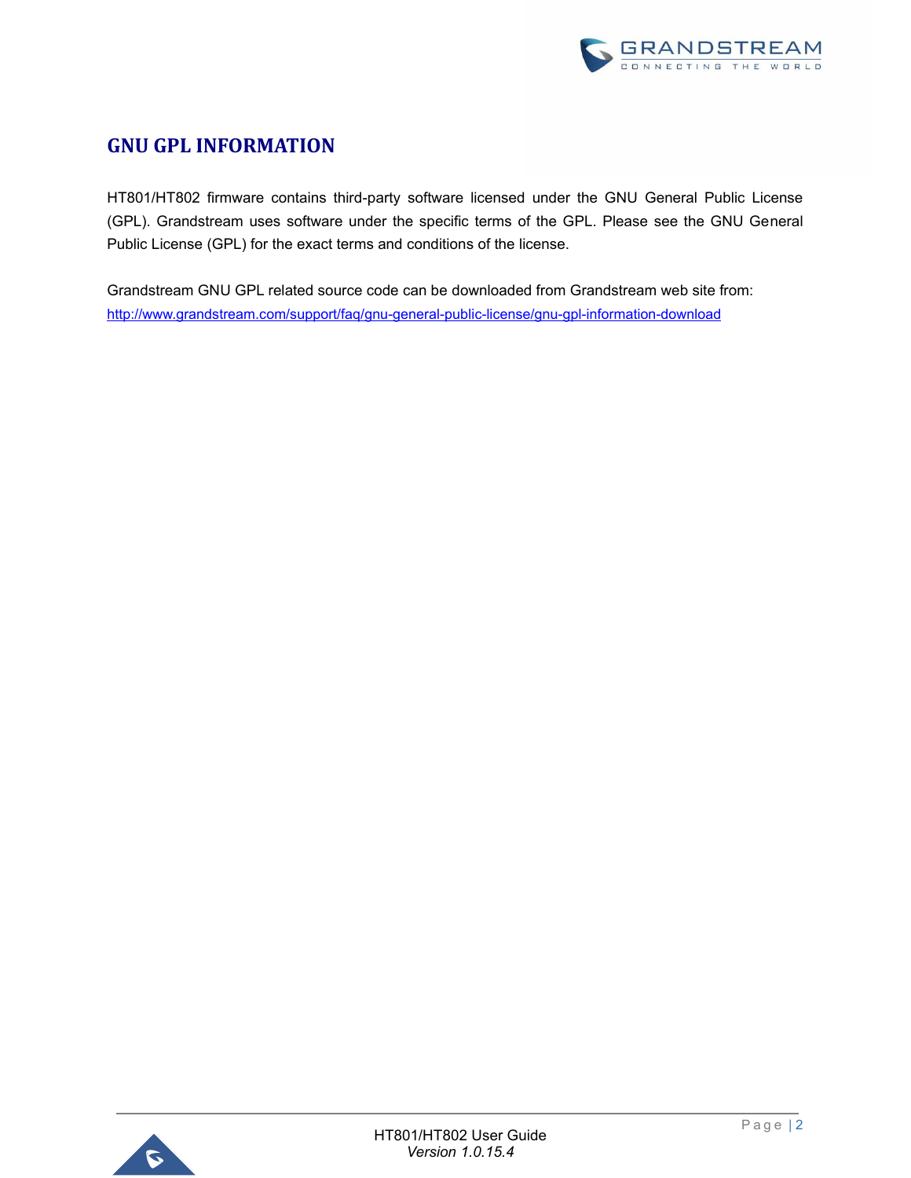# GNU GPL INFORMATION

HT801/HT802 firmware contains third-party software licensed under the GNU General Public License (GPL). Grandstream uses software under the specific terms of the GPL. Please see the GNU General Public License (GPL) for the exact terms and conditions of the license.

Grandstream GNU GPL related source code can be downloaded from Grandstream web site from:
[http://www.grandstream.com/support/faq/gnu-general-public-license/gnu-gpl-information-download](http://www.grandstream.com/support/faq/gnu-general-public-license/gnu-gpl-information-download)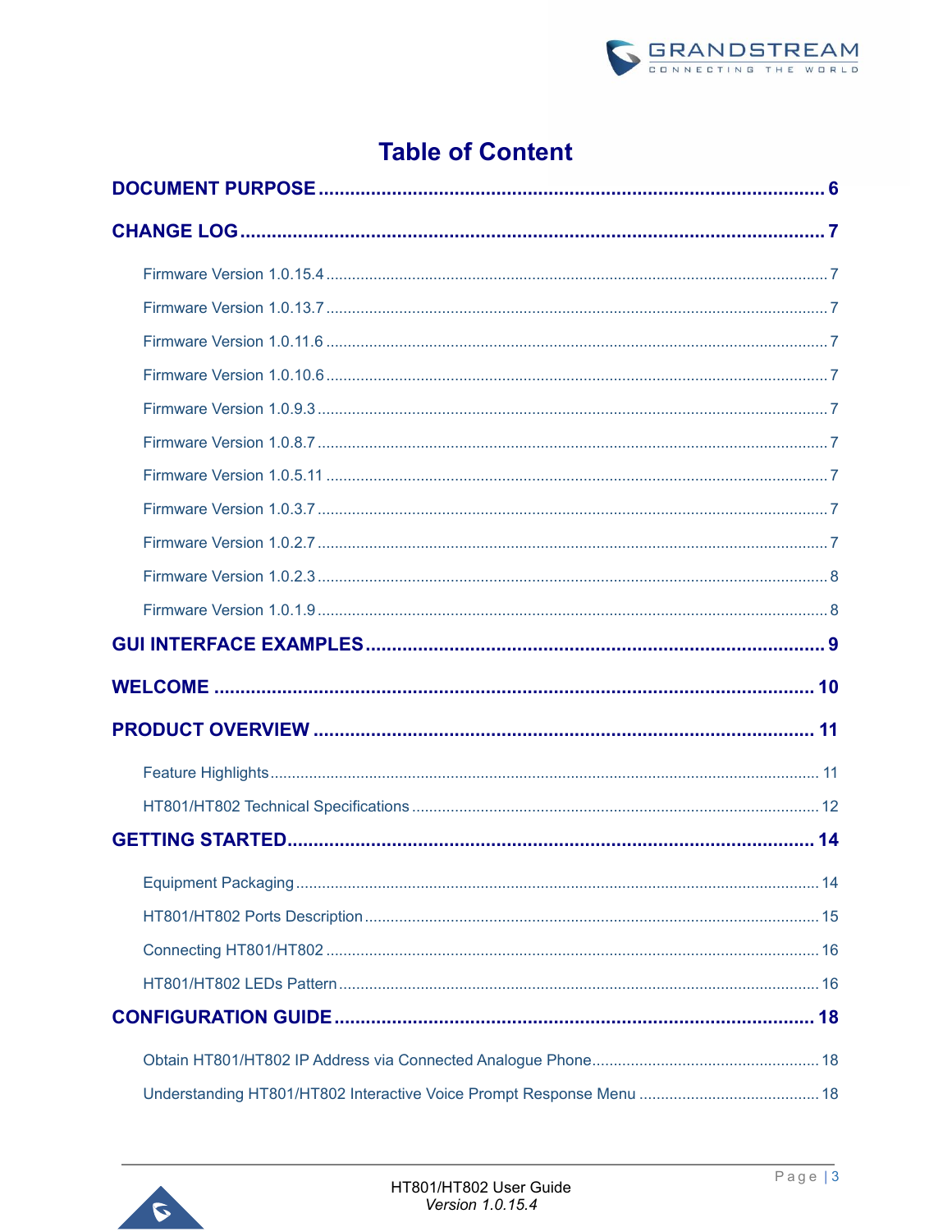# Table of Content

**DOCUMENT PURPOSE** .......... 6

**CHANGE LOG** .......... 7

- Firmware Version 1.0.15.4 .......... 7
- Firmware Version 1.0.13.7 .......... 7
- Firmware Version 1.0.11.6 .......... 7
- Firmware Version 1.0.10.6 .......... 7
- Firmware Version 1.0.9.3 .......... 7
- Firmware Version 1.0.8.7 .......... 7
- Firmware Version 1.0.5.11 .......... 7
- Firmware Version 1.0.3.7 .......... 7
- Firmware Version 1.0.2.7 .......... 7
- Firmware Version 1.0.2.3 .......... 8
- Firmware Version 1.0.1.9 .......... 8

**GUI INTERFACE EXAMPLES** .......... 9

**WELCOME** .......... 10

**PRODUCT OVERVIEW** .......... 11

- Feature Highlights .......... 11
- HT801/HT802 Technical Specifications .......... 12

**GETTING STARTED** .......... 14

- Equipment Packaging .......... 14
- HT801/HT802 Ports Description .......... 15
- Connecting HT801/HT802 .......... 16
- HT801/HT802 LEDs Pattern .......... 16

**CONFIGURATION GUIDE** .......... 18

- Obtain HT801/HT802 IP Address via Connected Analogue Phone .......... 18
- Understanding HT801/HT802 Interactive Voice Prompt Response Menu .......... 18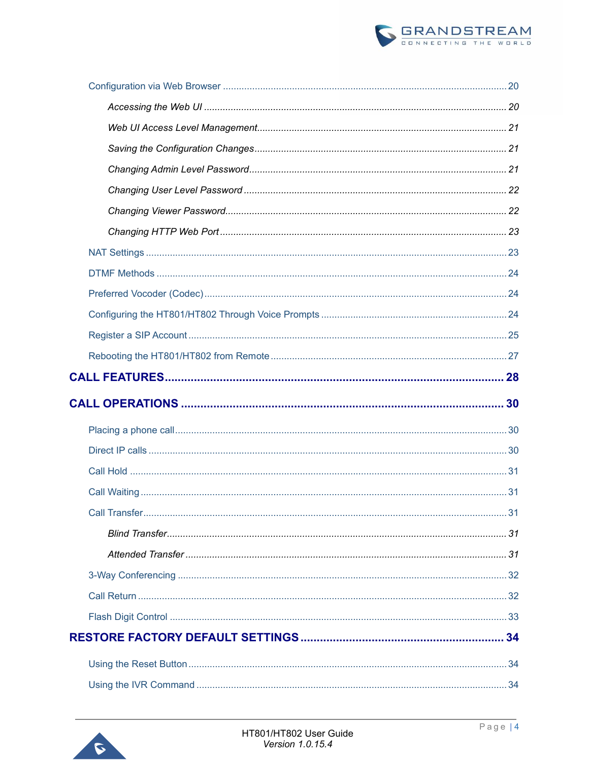Configuration via Web Browser .......... 20

*Accessing the Web UI* .......... 20

*Web UI Access Level Management* .......... 21

*Saving the Configuration Changes* .......... 21

*Changing Admin Level Password* .......... 21

*Changing User Level Password* .......... 22

*Changing Viewer Password* .......... 22

*Changing HTTP Web Port* .......... 23

NAT Settings .......... 23

DTMF Methods .......... 24

Preferred Vocoder (Codec) .......... 24

Configuring the HT801/HT802 Through Voice Prompts .......... 24

Register a SIP Account .......... 25

Rebooting the HT801/HT802 from Remote .......... 27

**CALL FEATURES .......... 28**

**CALL OPERATIONS .......... 30**

Placing a phone call .......... 30

Direct IP calls .......... 30

Call Hold .......... 31

Call Waiting .......... 31

Call Transfer .......... 31

*Blind Transfer* .......... 31

*Attended Transfer* .......... 31

3-Way Conferencing .......... 32

Call Return .......... 32

Flash Digit Control .......... 33

**RESTORE FACTORY DEFAULT SETTINGS .......... 34**

Using the Reset Button .......... 34

Using the IVR Command .......... 34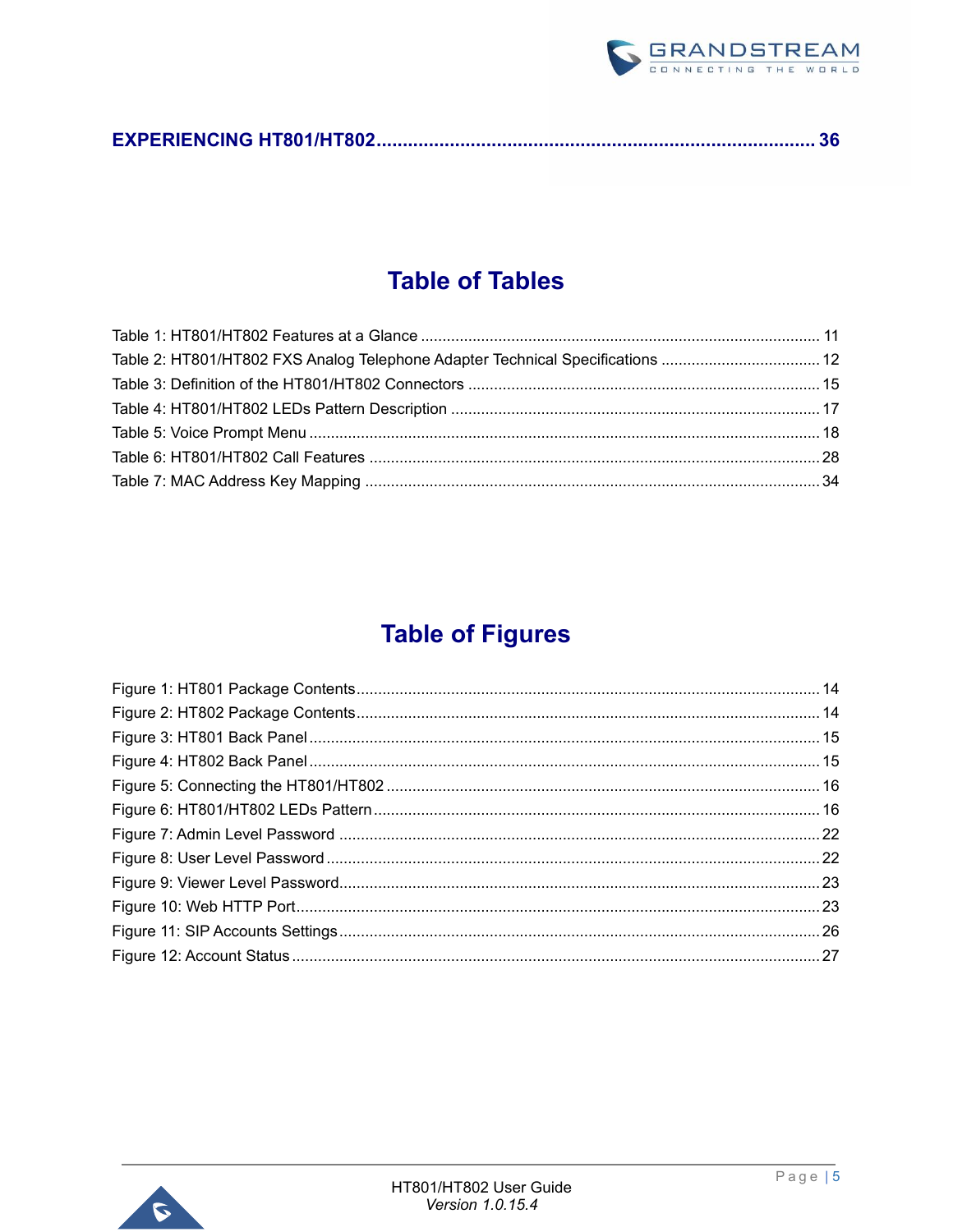**EXPERIENCING HT801/HT802 .......... 36**

# Table of Tables

Table 1: HT801/HT802 Features at a Glance .......... 11
Table 2: HT801/HT802 FXS Analog Telephone Adapter Technical Specifications .......... 12
Table 3: Definition of the HT801/HT802 Connectors .......... 15
Table 4: HT801/HT802 LEDs Pattern Description .......... 17
Table 5: Voice Prompt Menu .......... 18
Table 6: HT801/HT802 Call Features .......... 28
Table 7: MAC Address Key Mapping .......... 34

# Table of Figures

Figure 1: HT801 Package Contents .......... 14
Figure 2: HT802 Package Contents .......... 14
Figure 3: HT801 Back Panel .......... 15
Figure 4: HT802 Back Panel .......... 15
Figure 5: Connecting the HT801/HT802 .......... 16
Figure 6: HT801/HT802 LEDs Pattern .......... 16
Figure 7: Admin Level Password .......... 22
Figure 8: User Level Password .......... 22
Figure 9: Viewer Level Password .......... 23
Figure 10: Web HTTP Port .......... 23
Figure 11: SIP Accounts Settings .......... 26
Figure 12: Account Status .......... 27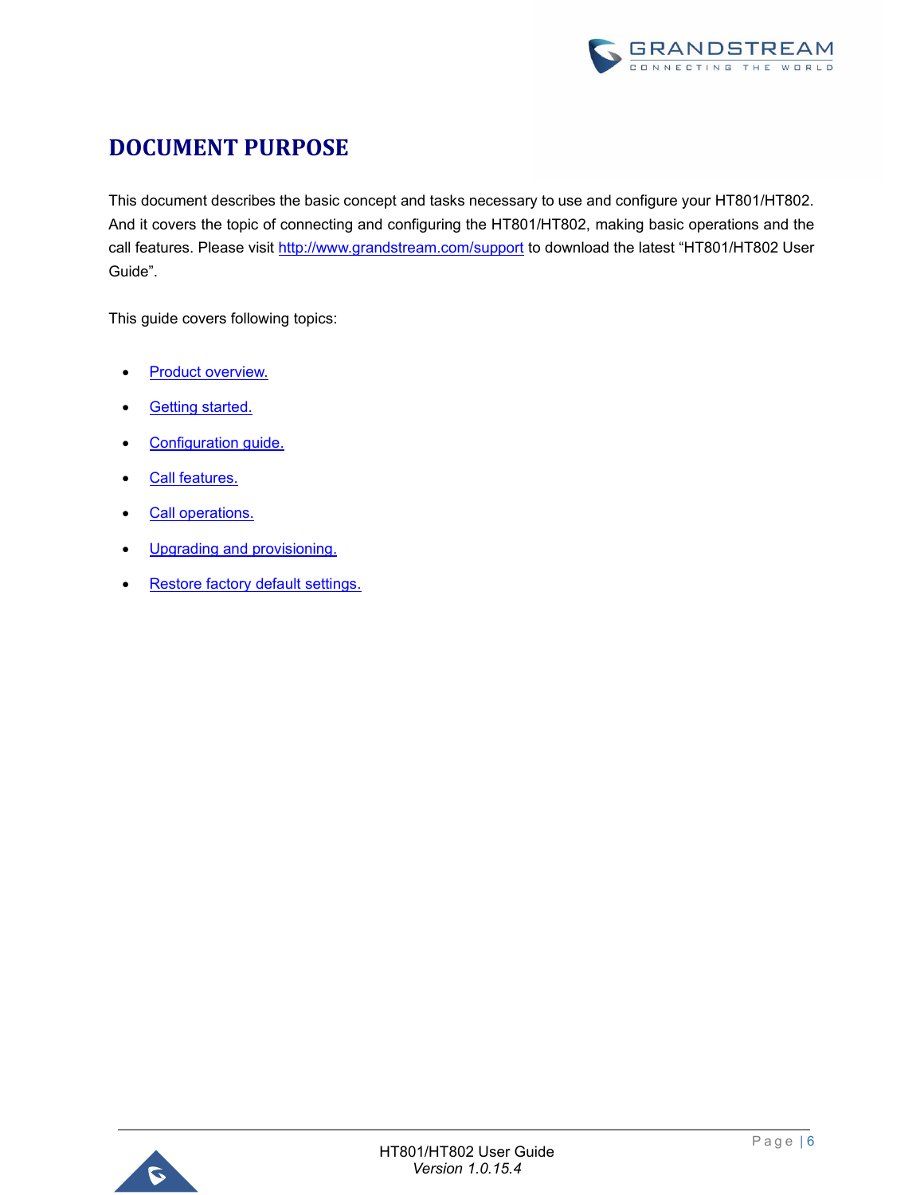# DOCUMENT PURPOSE

This document describes the basic concept and tasks necessary to use and configure your HT801/HT802. And it covers the topic of connecting and configuring the HT801/HT802, making basic operations and the call features. Please visit http://www.grandstream.com/support to download the latest "HT801/HT802 User Guide".

This guide covers following topics:

- Product overview.
- Getting started.
- Configuration guide.
- Call features.
- Call operations.
- Upgrading and provisioning.
- Restore factory default settings.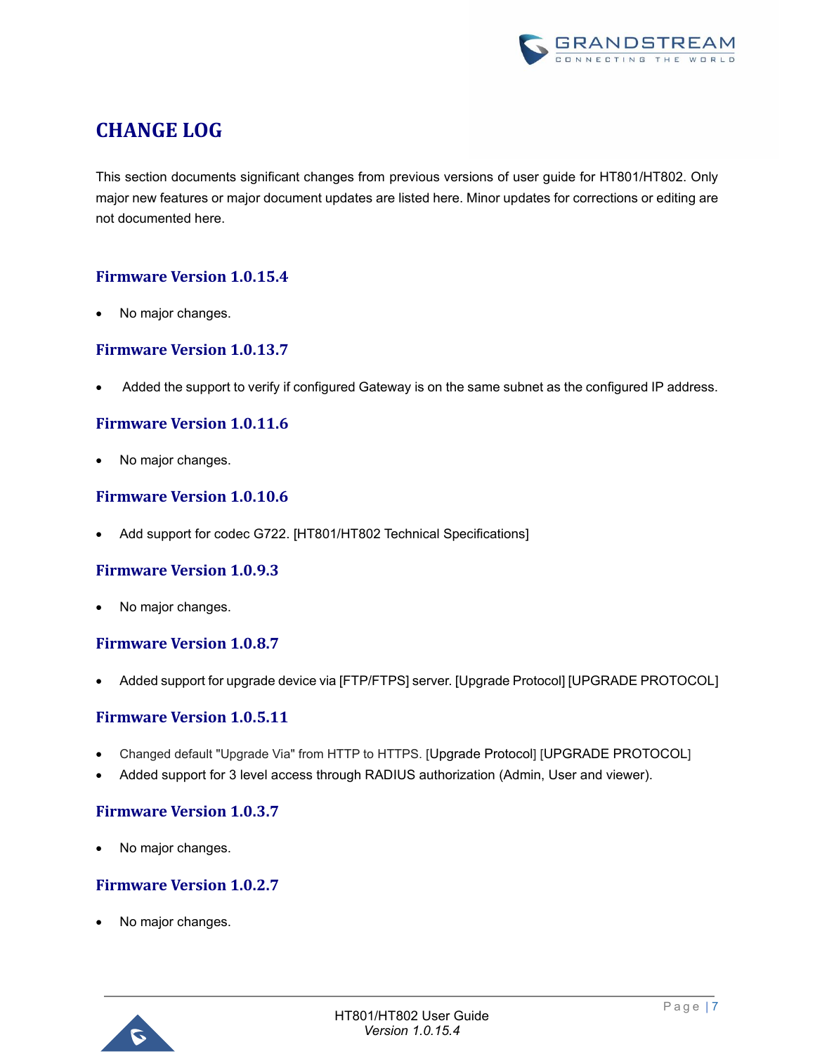# CHANGE LOG

This section documents significant changes from previous versions of user guide for HT801/HT802. Only major new features or major document updates are listed here. Minor updates for corrections or editing are not documented here.

## Firmware Version 1.0.15.4

- No major changes.

## Firmware Version 1.0.13.7

- Added the support to verify if configured Gateway is on the same subnet as the configured IP address.

## Firmware Version 1.0.11.6

- No major changes.

## Firmware Version 1.0.10.6

- Add support for codec G722. [HT801/HT802 Technical Specifications]

## Firmware Version 1.0.9.3

- No major changes.

## Firmware Version 1.0.8.7

- Added support for upgrade device via [FTP/FTPS] server. [Upgrade Protocol] [UPGRADE PROTOCOL]

## Firmware Version 1.0.5.11

- Changed default "Upgrade Via" from HTTP to HTTPS. [Upgrade Protocol] [UPGRADE PROTOCOL]
- Added support for 3 level access through RADIUS authorization (Admin, User and viewer).

## Firmware Version 1.0.3.7

- No major changes.

## Firmware Version 1.0.2.7

- No major changes.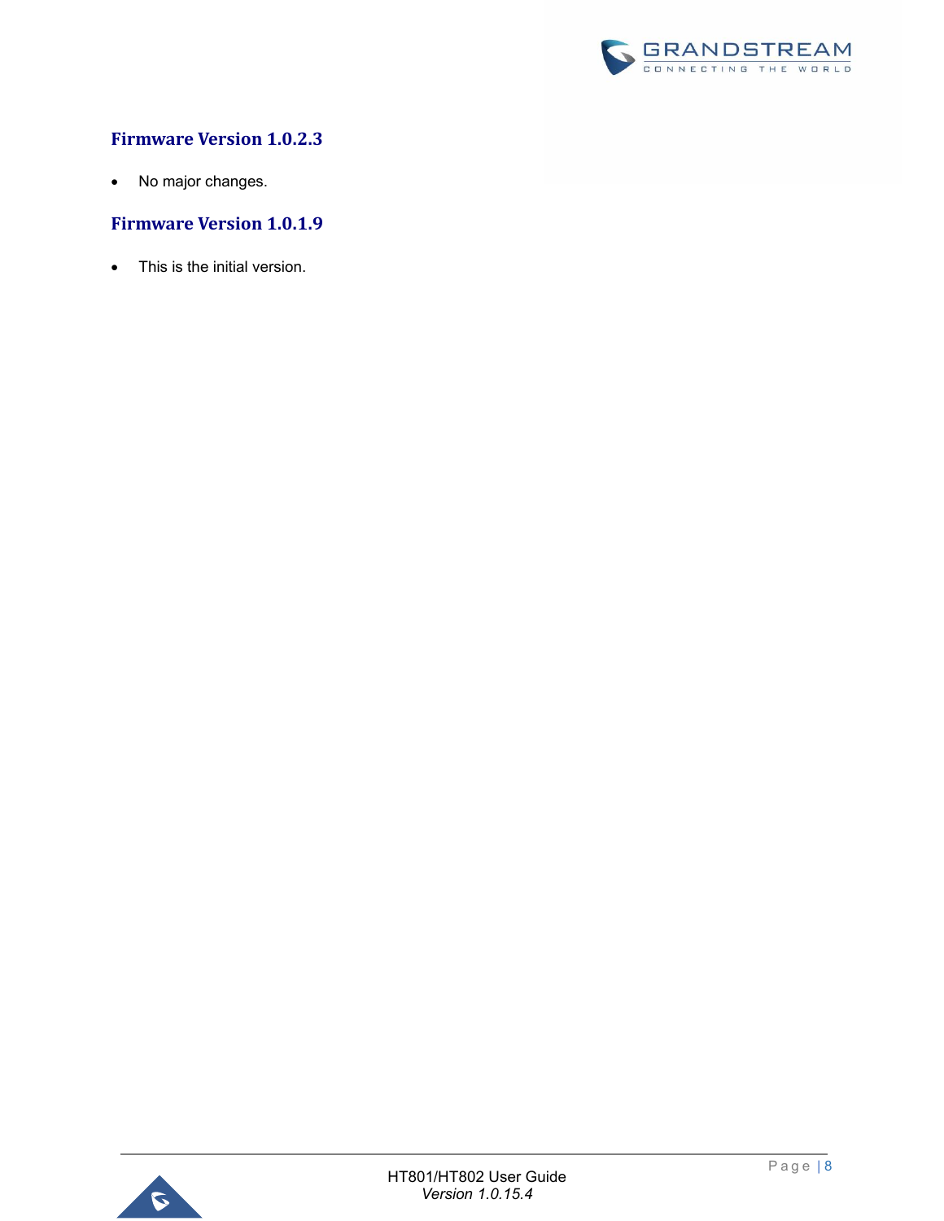## Firmware Version 1.0.2.3

- No major changes.

## Firmware Version 1.0.1.9

- This is the initial version.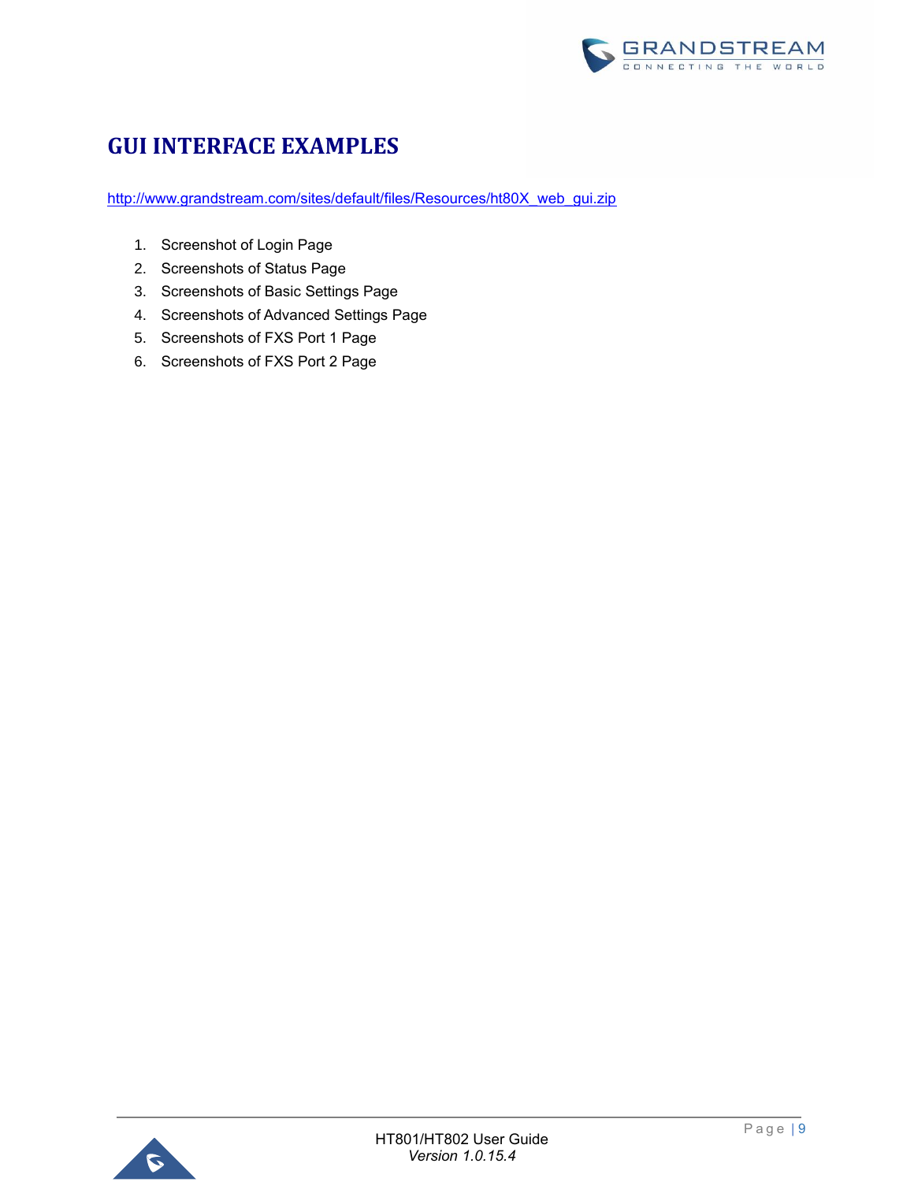# GUI INTERFACE EXAMPLES

http://www.grandstream.com/sites/default/files/Resources/ht80X_web_gui.zip

1. Screenshot of Login Page
2. Screenshots of Status Page
3. Screenshots of Basic Settings Page
4. Screenshots of Advanced Settings Page
5. Screenshots of FXS Port 1 Page
6. Screenshots of FXS Port 2 Page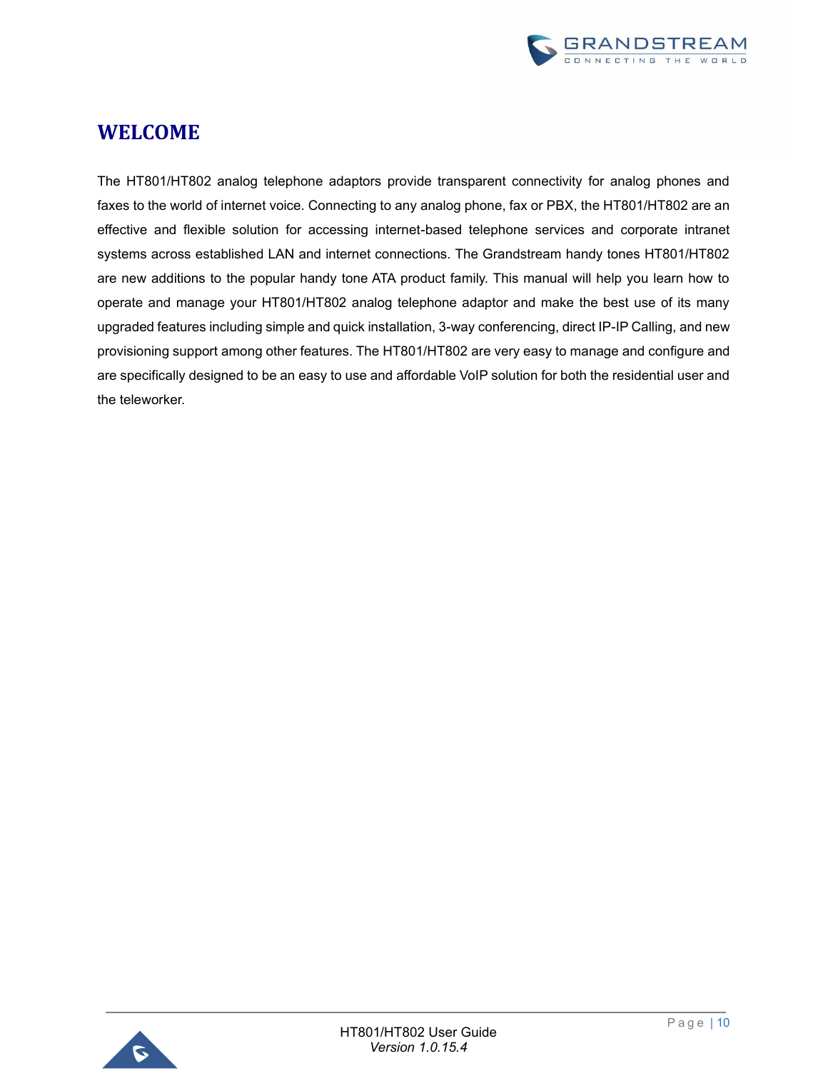# WELCOME

The HT801/HT802 analog telephone adaptors provide transparent connectivity for analog phones and faxes to the world of internet voice. Connecting to any analog phone, fax or PBX, the HT801/HT802 are an effective and flexible solution for accessing internet-based telephone services and corporate intranet systems across established LAN and internet connections. The Grandstream handy tones HT801/HT802 are new additions to the popular handy tone ATA product family. This manual will help you learn how to operate and manage your HT801/HT802 analog telephone adaptor and make the best use of its many upgraded features including simple and quick installation, 3-way conferencing, direct IP-IP Calling, and new provisioning support among other features. The HT801/HT802 are very easy to manage and configure and are specifically designed to be an easy to use and affordable VoIP solution for both the residential user and the teleworker.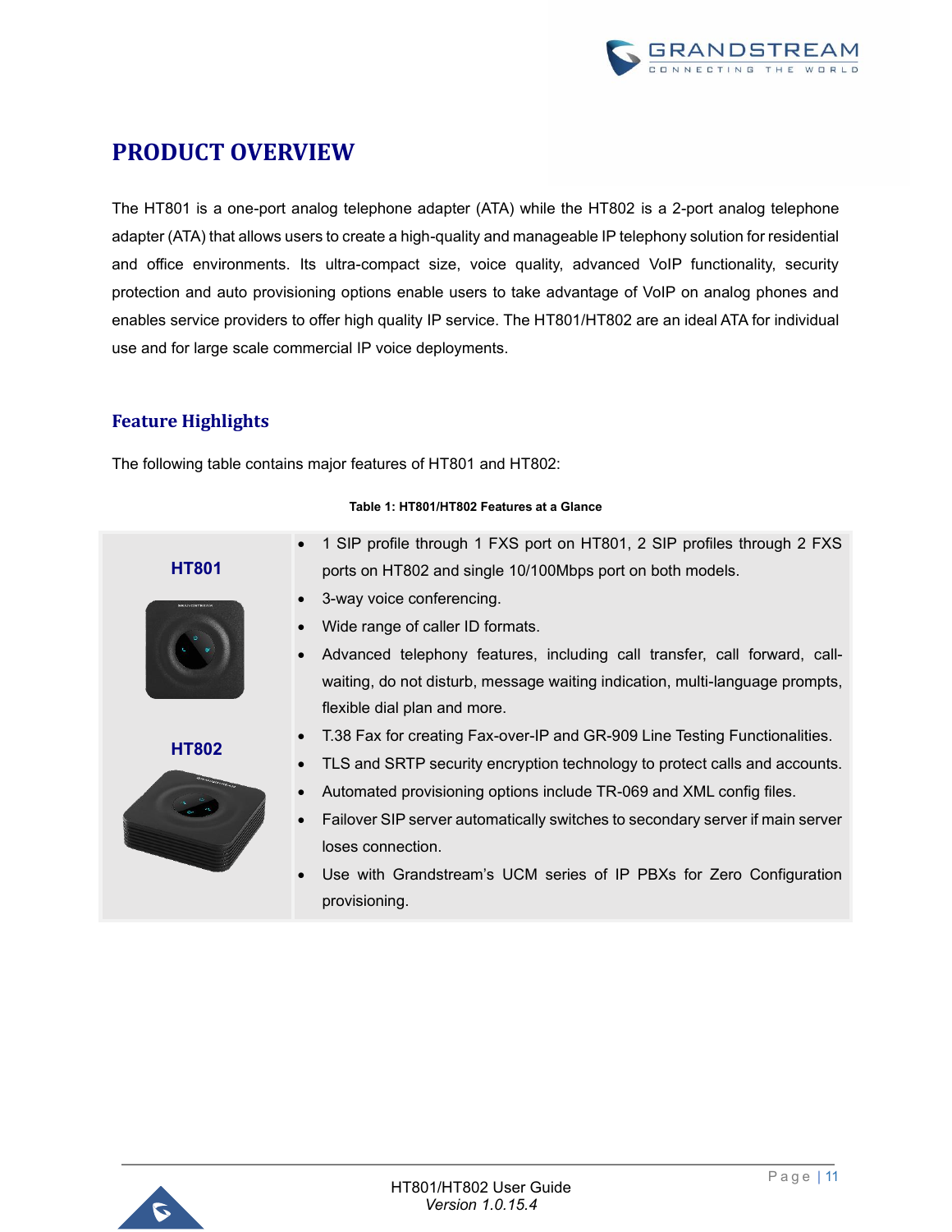# PRODUCT OVERVIEW

The HT801 is a one-port analog telephone adapter (ATA) while the HT802 is a 2-port analog telephone adapter (ATA) that allows users to create a high-quality and manageable IP telephony solution for residential and office environments. Its ultra-compact size, voice quality, advanced VoIP functionality, security protection and auto provisioning options enable users to take advantage of VoIP on analog phones and enables service providers to offer high quality IP service. The HT801/HT802 are an ideal ATA for individual use and for large scale commercial IP voice deployments.

## Feature Highlights

The following table contains major features of HT801 and HT802:

**Table 1: HT801/HT802 Features at a Glance**

| | |
|---|---|
| **HT801**<br><br>**HT802** | • 1 SIP profile through 1 FXS port on HT801, 2 SIP profiles through 2 FXS ports on HT802 and single 10/100Mbps port on both models.<br>• 3-way voice conferencing.<br>• Wide range of caller ID formats.<br>• Advanced telephony features, including call transfer, call forward, call-waiting, do not disturb, message waiting indication, multi-language prompts, flexible dial plan and more.<br>• T.38 Fax for creating Fax-over-IP and GR-909 Line Testing Functionalities.<br>• TLS and SRTP security encryption technology to protect calls and accounts.<br>• Automated provisioning options include TR-069 and XML config files.<br>• Failover SIP server automatically switches to secondary server if main server loses connection.<br>• Use with Grandstream's UCM series of IP PBXs for Zero Configuration provisioning. |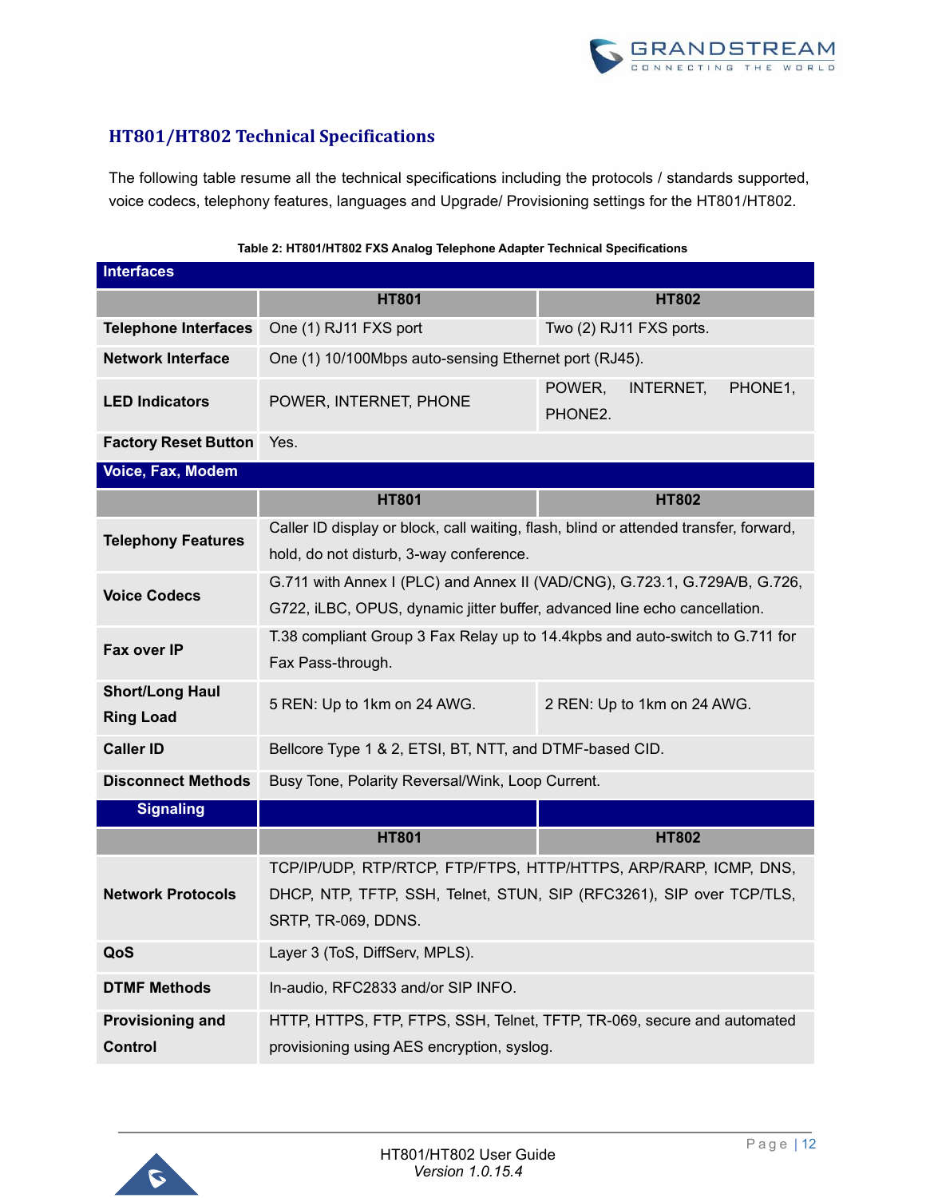## HT801/HT802 Technical Specifications

The following table resume all the technical specifications including the protocols / standards supported, voice codecs, telephony features, languages and Upgrade/ Provisioning settings for the HT801/HT802.

**Table 2: HT801/HT802 FXS Analog Telephone Adapter Technical Specifications**

| **Interfaces** | | |
|---|---|---|
| | **HT801** | **HT802** |
| **Telephone Interfaces** | One (1) RJ11 FXS port | Two (2) RJ11 FXS ports. |
| **Network Interface** | One (1) 10/100Mbps auto-sensing Ethernet port (RJ45). | |
| **LED Indicators** | POWER, INTERNET, PHONE | POWER, INTERNET, PHONE1, PHONE2. |
| **Factory Reset Button** | Yes. | |
| **Voice, Fax, Modem** | | |
| | **HT801** | **HT802** |
| **Telephony Features** | Caller ID display or block, call waiting, flash, blind or attended transfer, forward, hold, do not disturb, 3-way conference. | |
| **Voice Codecs** | G.711 with Annex I (PLC) and Annex II (VAD/CNG), G.723.1, G.729A/B, G.726, G722, iLBC, OPUS, dynamic jitter buffer, advanced line echo cancellation. | |
| **Fax over IP** | T.38 compliant Group 3 Fax Relay up to 14.4kpbs and auto-switch to G.711 for Fax Pass-through. | |
| **Short/Long Haul Ring Load** | 5 REN: Up to 1km on 24 AWG. | 2 REN: Up to 1km on 24 AWG. |
| **Caller ID** | Bellcore Type 1 & 2, ETSI, BT, NTT, and DTMF-based CID. | |
| **Disconnect Methods** | Busy Tone, Polarity Reversal/Wink, Loop Current. | |
| **Signaling** | | |
| | **HT801** | **HT802** |
| **Network Protocols** | TCP/IP/UDP, RTP/RTCP, FTP/FTPS, HTTP/HTTPS, ARP/RARP, ICMP, DNS, DHCP, NTP, TFTP, SSH, Telnet, STUN, SIP (RFC3261), SIP over TCP/TLS, SRTP, TR-069, DDNS. | |
| **QoS** | Layer 3 (ToS, DiffServ, MPLS). | |
| **DTMF Methods** | In-audio, RFC2833 and/or SIP INFO. | |
| **Provisioning and Control** | HTTP, HTTPS, FTP, FTPS, SSH, Telnet, TFTP, TR-069, secure and automated provisioning using AES encryption, syslog. | |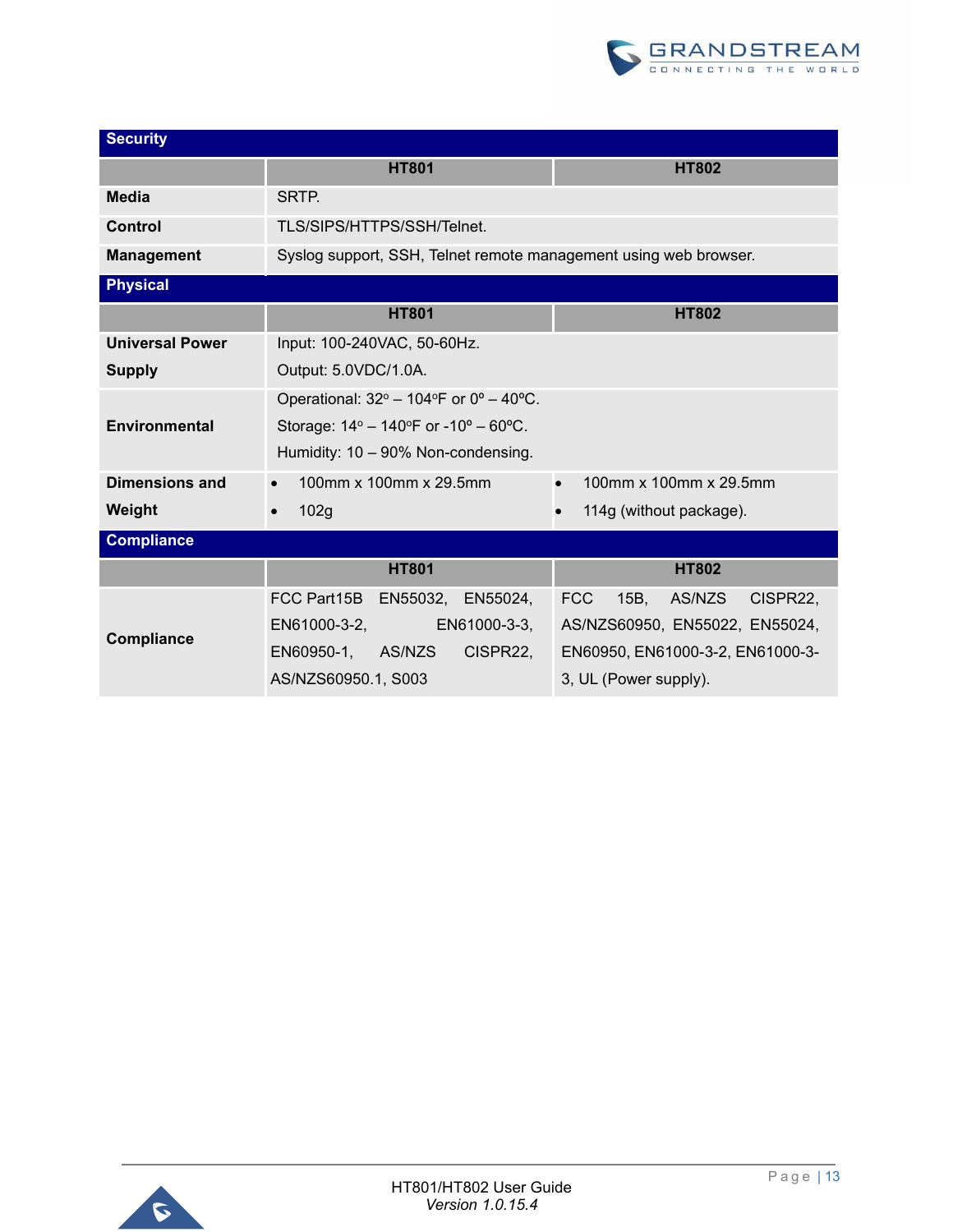| Security | | |
|---|---|---|
| | **HT801** | **HT802** |
| **Media** | SRTP. | |
| **Control** | TLS/SIPS/HTTPS/SSH/Telnet. | |
| **Management** | Syslog support, SSH, Telnet remote management using web browser. | |
| **Physical** | | |
| | **HT801** | **HT802** |
| **Universal Power Supply** | Input: 100-240VAC, 50-60Hz.<br>Output: 5.0VDC/1.0A. | |
| **Environmental** | Operational: 32º – 104ºF or 0º – 40ºC.<br>Storage: 14º – 140ºF or -10º – 60ºC.<br>Humidity: 10 – 90% Non-condensing. | |
| **Dimensions and Weight** | • 100mm x 100mm x 29.5mm<br>• 102g | • 100mm x 100mm x 29.5mm<br>• 114g (without package). |
| **Compliance** | | |
| | **HT801** | **HT802** |
| **Compliance** | FCC Part15B EN55032, EN55024, EN61000-3-2, EN61000-3-3, EN60950-1, AS/NZS CISPR22, AS/NZS60950.1, S003 | FCC 15B, AS/NZS CISPR22, AS/NZS60950, EN55022, EN55024, EN60950, EN61000-3-2, EN61000-3-3, UL (Power supply). |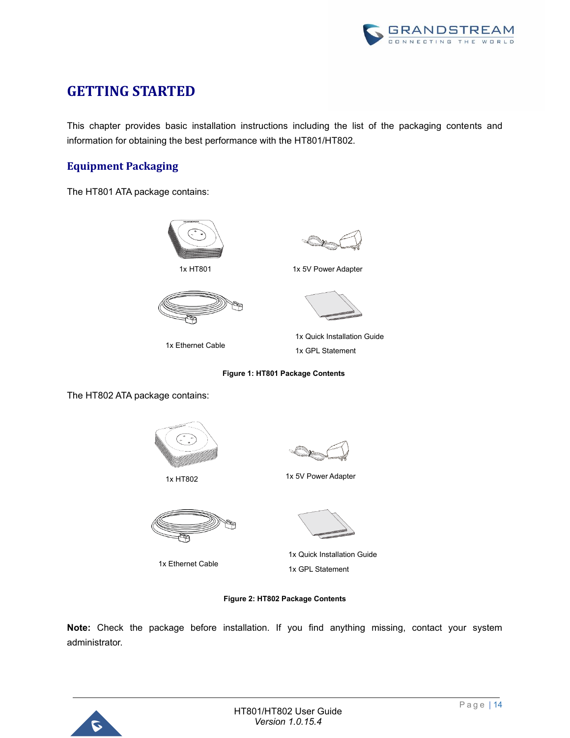# GETTING STARTED

This chapter provides basic installation instructions including the list of the packaging contents and information for obtaining the best performance with the HT801/HT802.

## Equipment Packaging

The HT801 ATA package contains:

1x HT801

1x 5V Power Adapter

1x Ethernet Cable

1x Quick Installation Guide

1x GPL Statement

**Figure 1: HT801 Package Contents**

The HT802 ATA package contains:

1x HT802

1x 5V Power Adapter

1x Ethernet Cable

1x Quick Installation Guide

1x GPL Statement

**Figure 2: HT802 Package Contents**

**Note:** Check the package before installation. If you find anything missing, contact your system administrator.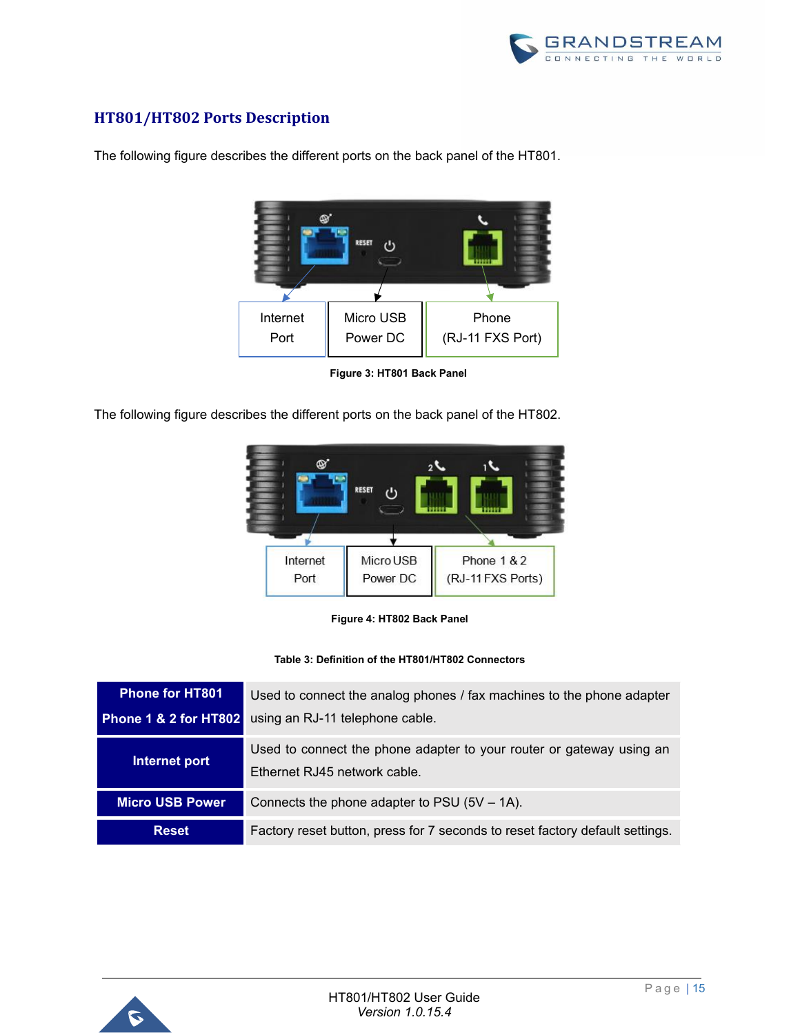## HT801/HT802 Ports Description

The following figure describes the different ports on the back panel of the HT801.

Internet Port | Micro USB Power DC | Phone (RJ-11 FXS Port)

**Figure 3: HT801 Back Panel**

The following figure describes the different ports on the back panel of the HT802.

Internet Port | Micro USB Power DC | Phone 1 & 2 (RJ-11 FXS Ports)

**Figure 4: HT802 Back Panel**

**Table 3: Definition of the HT801/HT802 Connectors**

| | |
|---|---|
| **Phone for HT801**<br>**Phone 1 & 2 for HT802** | Used to connect the analog phones / fax machines to the phone adapter using an RJ-11 telephone cable. |
| **Internet port** | Used to connect the phone adapter to your router or gateway using an Ethernet RJ45 network cable. |
| **Micro USB Power** | Connects the phone adapter to PSU (5V – 1A). |
| **Reset** | Factory reset button, press for 7 seconds to reset factory default settings. |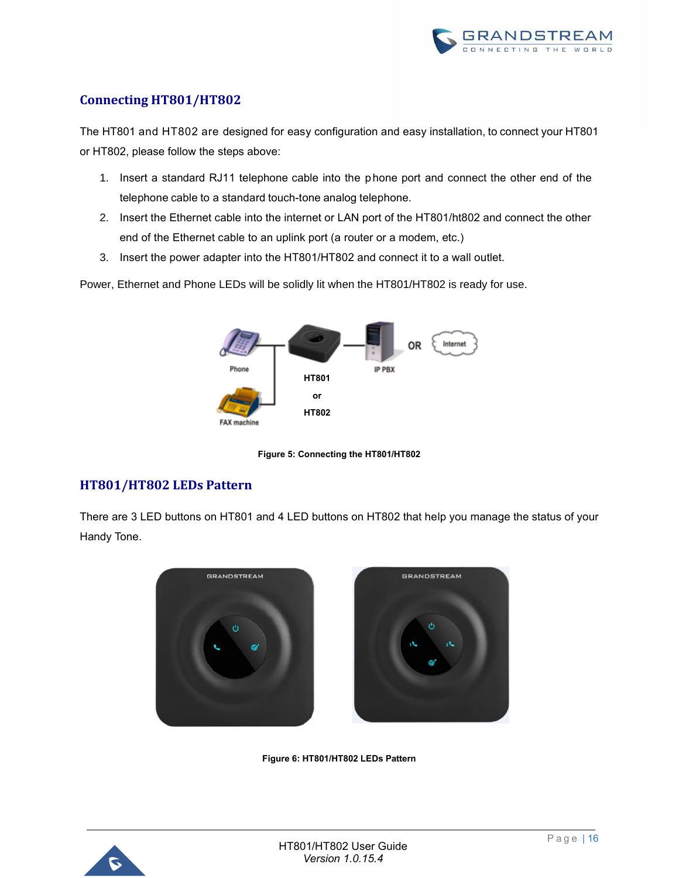## Connecting HT801/HT802

The HT801 and HT802 are designed for easy configuration and easy installation, to connect your HT801 or HT802, please follow the steps above:

1. Insert a standard RJ11 telephone cable into the phone port and connect the other end of the telephone cable to a standard touch-tone analog telephone.
2. Insert the Ethernet cable into the internet or LAN port of the HT801/ht802 and connect the other end of the Ethernet cable to an uplink port (a router or a modem, etc.)
3. Insert the power adapter into the HT801/HT802 and connect it to a wall outlet.

Power, Ethernet and Phone LEDs will be solidly lit when the HT801/HT802 is ready for use.

**Figure 5: Connecting the HT801/HT802**

## HT801/HT802 LEDs Pattern

There are 3 LED buttons on HT801 and 4 LED buttons on HT802 that help you manage the status of your Handy Tone.

**Figure 6: HT801/HT802 LEDs Pattern**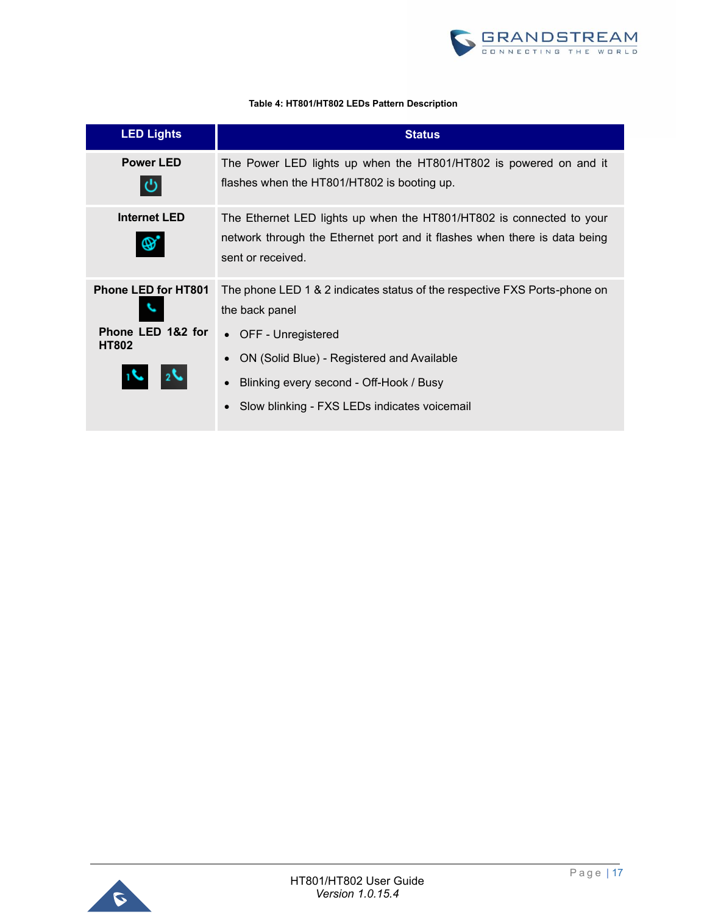**Table 4: HT801/HT802 LEDs Pattern Description**

| LED Lights | Status |
| --- | --- |
| **Power LED** | The Power LED lights up when the HT801/HT802 is powered on and it flashes when the HT801/HT802 is booting up. |
| **Internet LED** | The Ethernet LED lights up when the HT801/HT802 is connected to your network through the Ethernet port and it flashes when there is data being sent or received. |
| **Phone LED for HT801**<br><br>**Phone LED 1&2 for HT802** | The phone LED 1 & 2 indicates status of the respective FXS Ports-phone on the back panel<br>• OFF - Unregistered<br>• ON (Solid Blue) - Registered and Available<br>• Blinking every second - Off-Hook / Busy<br>• Slow blinking - FXS LEDs indicates voicemail |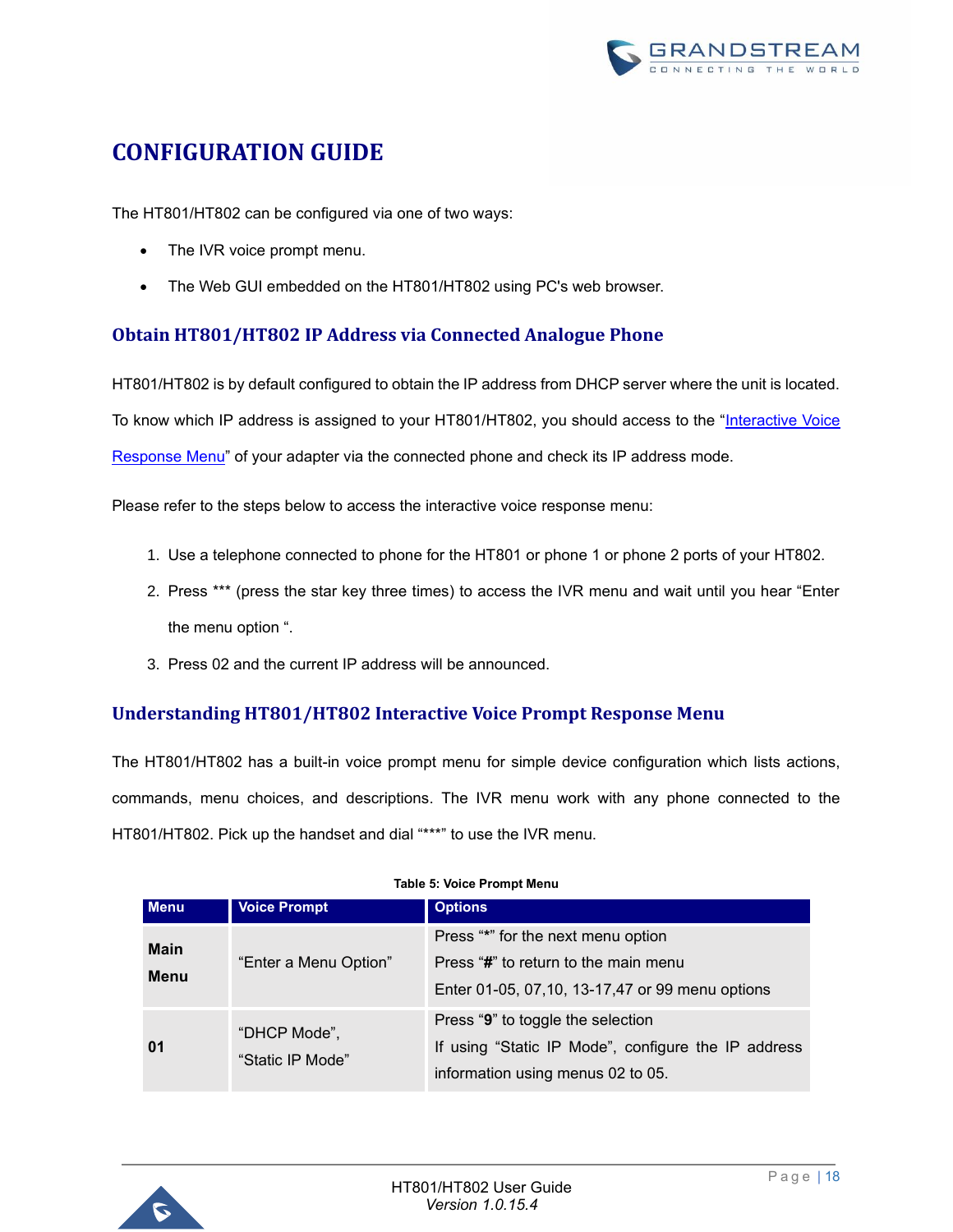# CONFIGURATION GUIDE

The HT801/HT802 can be configured via one of two ways:

- The IVR voice prompt menu.
- The Web GUI embedded on the HT801/HT802 using PC's web browser.

## Obtain HT801/HT802 IP Address via Connected Analogue Phone

HT801/HT802 is by default configured to obtain the IP address from DHCP server where the unit is located. To know which IP address is assigned to your HT801/HT802, you should access to the "Interactive Voice Response Menu" of your adapter via the connected phone and check its IP address mode.

Please refer to the steps below to access the interactive voice response menu:

1. Use a telephone connected to phone for the HT801 or phone 1 or phone 2 ports of your HT802.
2. Press *** (press the star key three times) to access the IVR menu and wait until you hear "Enter the menu option ".
3. Press 02 and the current IP address will be announced.

## Understanding HT801/HT802 Interactive Voice Prompt Response Menu

The HT801/HT802 has a built-in voice prompt menu for simple device configuration which lists actions, commands, menu choices, and descriptions. The IVR menu work with any phone connected to the HT801/HT802. Pick up the handset and dial "***" to use the IVR menu.

**Table 5: Voice Prompt Menu**

| Menu | Voice Prompt | Options |
|---|---|---|
| **Main Menu** | "Enter a Menu Option" | Press "*" for the next menu option<br>Press "**#**" to return to the main menu<br>Enter 01-05, 07,10, 13-17,47 or 99 menu options |
| **01** | "DHCP Mode",<br>"Static IP Mode" | Press "**9**" to toggle the selection<br>If using "Static IP Mode", configure the IP address information using menus 02 to 05. |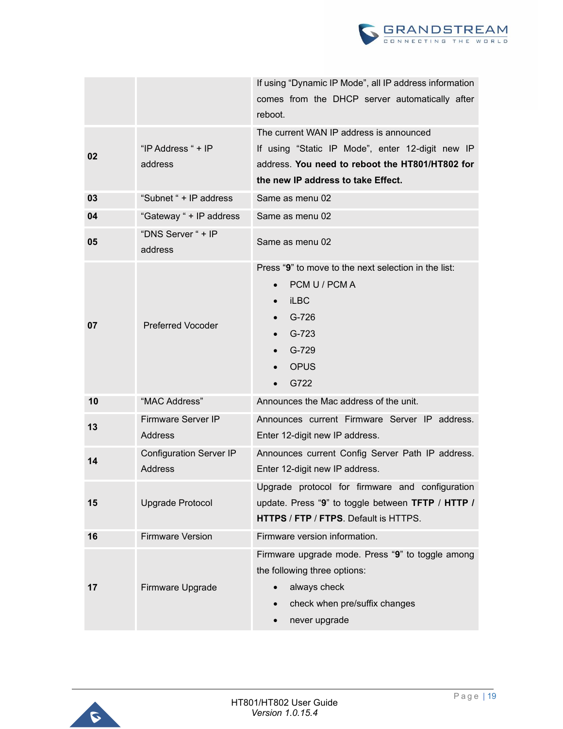| | | |
|---|---|---|
| | | If using "Dynamic IP Mode", all IP address information comes from the DHCP server automatically after reboot. |
| **02** | "IP Address " + IP address | The current WAN IP address is announced<br>If using "Static IP Mode", enter 12-digit new IP address. **You need to reboot the HT801/HT802 for the new IP address to take Effect.** |
| **03** | "Subnet " + IP address | Same as menu 02 |
| **04** | "Gateway " + IP address | Same as menu 02 |
| **05** | "DNS Server " + IP address | Same as menu 02 |
| **07** | Preferred Vocoder | Press "**9**" to move to the next selection in the list:<br>• PCM U / PCM A<br>• iLBC<br>• G-726<br>• G-723<br>• G-729<br>• OPUS<br>• G722 |
| **10** | "MAC Address" | Announces the Mac address of the unit. |
| **13** | Firmware Server IP Address | Announces current Firmware Server IP address. Enter 12-digit new IP address. |
| **14** | Configuration Server IP Address | Announces current Config Server Path IP address. Enter 12-digit new IP address. |
| **15** | Upgrade Protocol | Upgrade protocol for firmware and configuration update. Press "**9**" to toggle between **TFTP** / **HTTP** / **HTTPS** / **FTP** / **FTPS**. Default is HTTPS. |
| **16** | Firmware Version | Firmware version information. |
| **17** | Firmware Upgrade | Firmware upgrade mode. Press "**9**" to toggle among the following three options:<br>• always check<br>• check when pre/suffix changes<br>• never upgrade |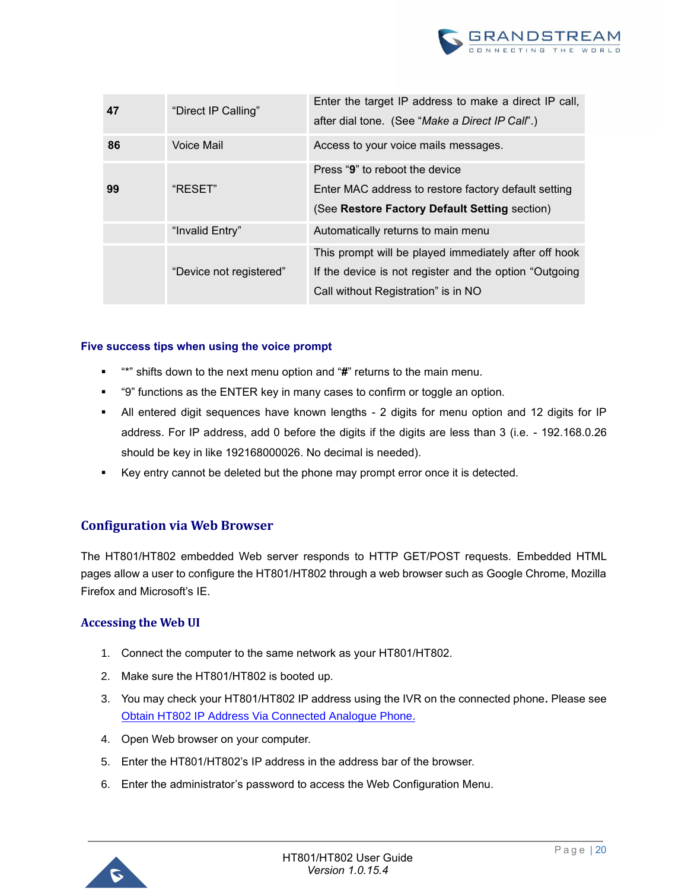| 47 | "Direct IP Calling" | Enter the target IP address to make a direct IP call, after dial tone. (See "*Make a Direct IP Call*".) |
|---|---|---|
| 86 | Voice Mail | Access to your voice mails messages. |
| 99 | "RESET" | Press "**9**" to reboot the device<br>Enter MAC address to restore factory default setting<br>(See **Restore Factory Default Setting** section) |
| | "Invalid Entry" | Automatically returns to main menu |
| | "Device not registered" | This prompt will be played immediately after off hook If the device is not register and the option "Outgoing Call without Registration" is in NO |

**Five success tips when using the voice prompt**

- "*" shifts down to the next menu option and "**#**" returns to the main menu.
- "9" functions as the ENTER key in many cases to confirm or toggle an option.
- All entered digit sequences have known lengths - 2 digits for menu option and 12 digits for IP address. For IP address, add 0 before the digits if the digits are less than 3 (i.e. - 192.168.0.26 should be key in like 192168000026. No decimal is needed).
- Key entry cannot be deleted but the phone may prompt error once it is detected.

## Configuration via Web Browser

The HT801/HT802 embedded Web server responds to HTTP GET/POST requests. Embedded HTML pages allow a user to configure the HT801/HT802 through a web browser such as Google Chrome, Mozilla Firefox and Microsoft's IE.

### Accessing the Web UI

1. Connect the computer to the same network as your HT801/HT802.
2. Make sure the HT801/HT802 is booted up.
3. You may check your HT801/HT802 IP address using the IVR on the connected phone**.** Please see Obtain HT802 IP Address Via Connected Analogue Phone.
4. Open Web browser on your computer.
5. Enter the HT801/HT802's IP address in the address bar of the browser.
6. Enter the administrator's password to access the Web Configuration Menu.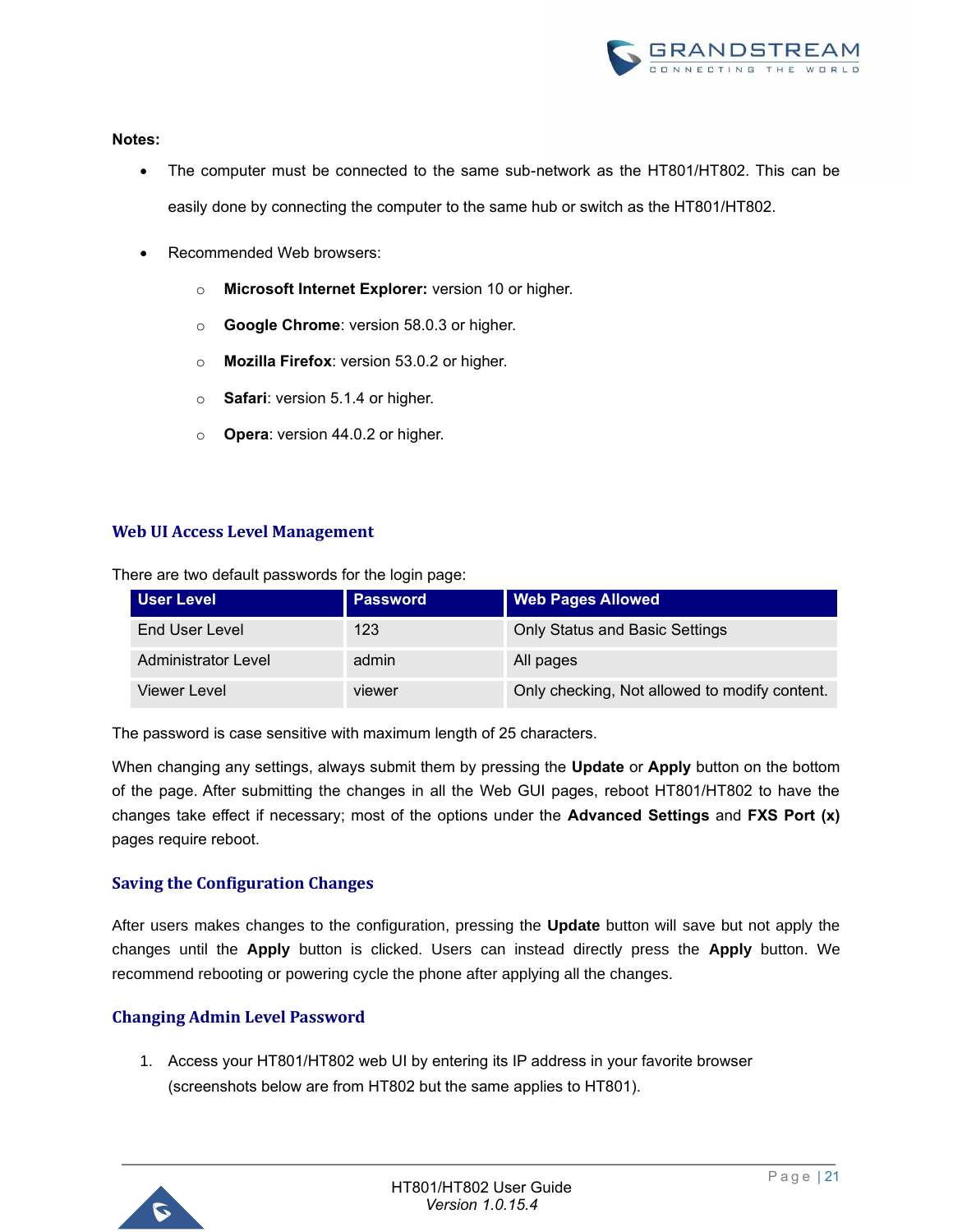**Notes:**

- The computer must be connected to the same sub-network as the HT801/HT802. This can be easily done by connecting the computer to the same hub or switch as the HT801/HT802.
- Recommended Web browsers:
  - **Microsoft Internet Explorer:** version 10 or higher.
  - **Google Chrome**: version 58.0.3 or higher.
  - **Mozilla Firefox**: version 53.0.2 or higher.
  - **Safari**: version 5.1.4 or higher.
  - **Opera**: version 44.0.2 or higher.

## Web UI Access Level Management

There are two default passwords for the login page:

| User Level | Password | Web Pages Allowed |
|---|---|---|
| End User Level | 123 | Only Status and Basic Settings |
| Administrator Level | admin | All pages |
| Viewer Level | viewer | Only checking, Not allowed to modify content. |

The password is case sensitive with maximum length of 25 characters.

When changing any settings, always submit them by pressing the **Update** or **Apply** button on the bottom of the page. After submitting the changes in all the Web GUI pages, reboot HT801/HT802 to have the changes take effect if necessary; most of the options under the **Advanced Settings** and **FXS Port (x)** pages require reboot.

## Saving the Configuration Changes

After users makes changes to the configuration, pressing the **Update** button will save but not apply the changes until the **Apply** button is clicked. Users can instead directly press the **Apply** button. We recommend rebooting or powering cycle the phone after applying all the changes.

## Changing Admin Level Password

1. Access your HT801/HT802 web UI by entering its IP address in your favorite browser (screenshots below are from HT802 but the same applies to HT801).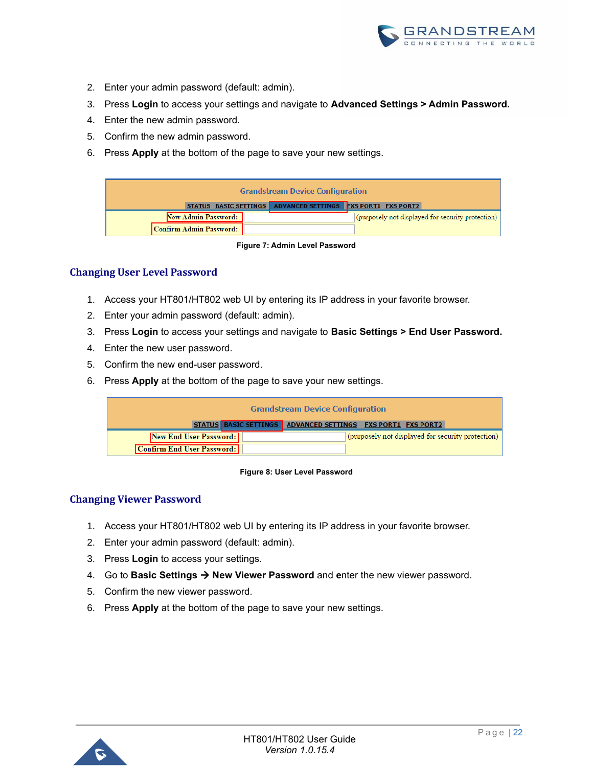2. Enter your admin password (default: admin).
3. Press **Login** to access your settings and navigate to **Advanced Settings > Admin Password.**
4. Enter the new admin password.
5. Confirm the new admin password.
6. Press **Apply** at the bottom of the page to save your new settings.

| Grandstream Device Configuration | |
|---|---|
| STATUS BASIC SETTINGS **ADVANCED SETTINGS** FXS PORT1 FXS PORT2 | |
| New Admin Password: | (purposely not displayed for security protection) |
| Confirm Admin Password: | |

**Figure 7: Admin Level Password**

## Changing User Level Password

1. Access your HT801/HT802 web UI by entering its IP address in your favorite browser.
2. Enter your admin password (default: admin).
3. Press **Login** to access your settings and navigate to **Basic Settings > End User Password.**
4. Enter the new user password.
5. Confirm the new end-user password.
6. Press **Apply** at the bottom of the page to save your new settings.

| Grandstream Device Configuration | |
|---|---|
| STATUS **BASIC SETTINGS** ADVANCED SETTINGS FXS PORT1 FXS PORT2 | |
| New End User Password: | (purposely not displayed for security protection) |
| Confirm End User Password: | |

**Figure 8: User Level Password**

## Changing Viewer Password

1. Access your HT801/HT802 web UI by entering its IP address in your favorite browser.
2. Enter your admin password (default: admin).
3. Press **Login** to access your settings.
4. Go to **Basic Settings → New Viewer Password** and enter the new viewer password.
5. Confirm the new viewer password.
6. Press **Apply** at the bottom of the page to save your new settings.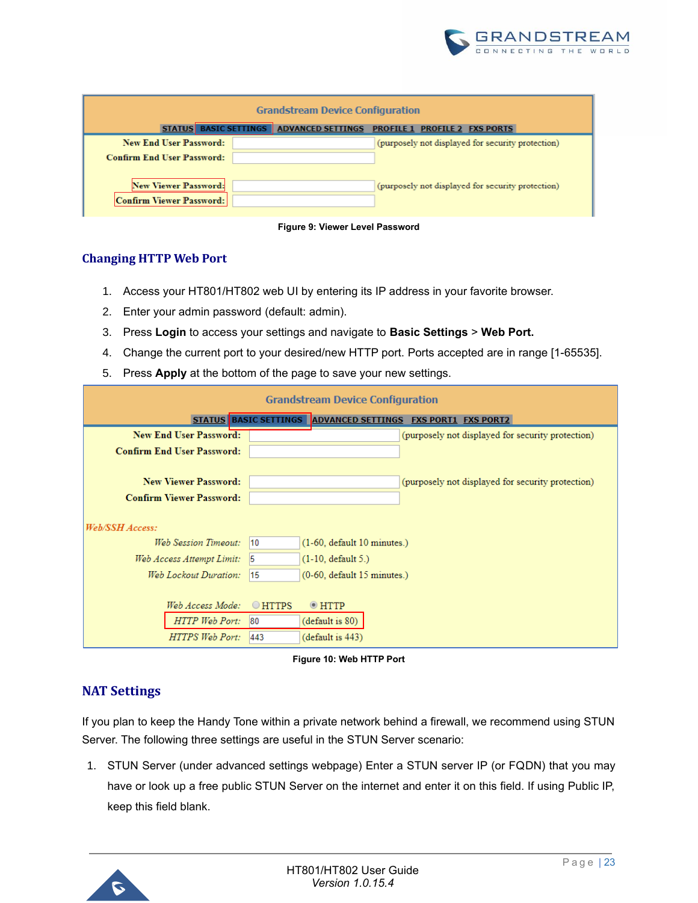Figure 9: Viewer Level Password

## Changing HTTP Web Port

1. Access your HT801/HT802 web UI by entering its IP address in your favorite browser.
2. Enter your admin password (default: admin).
3. Press **Login** to access your settings and navigate to **Basic Settings** > **Web Port.**
4. Change the current port to your desired/new HTTP port. Ports accepted are in range [1-65535].
5. Press **Apply** at the bottom of the page to save your new settings.

Figure 10: Web HTTP Port

## NAT Settings

If you plan to keep the Handy Tone within a private network behind a firewall, we recommend using STUN Server. The following three settings are useful in the STUN Server scenario:

1. STUN Server (under advanced settings webpage) Enter a STUN server IP (or FQDN) that you may have or look up a free public STUN Server on the internet and enter it on this field. If using Public IP, keep this field blank.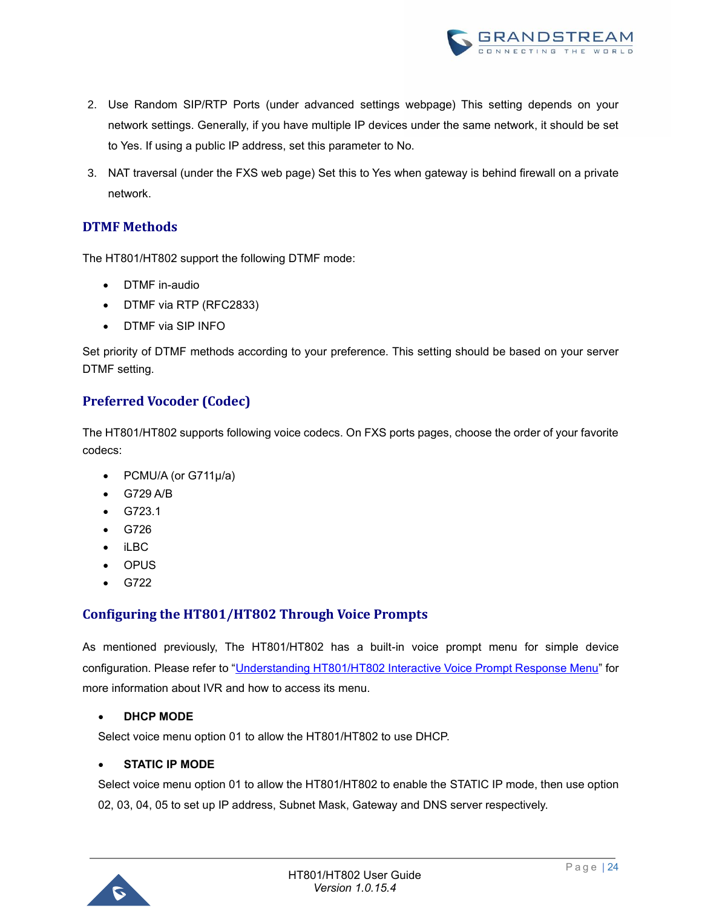2. Use Random SIP/RTP Ports (under advanced settings webpage) This setting depends on your network settings. Generally, if you have multiple IP devices under the same network, it should be set to Yes. If using a public IP address, set this parameter to No.
3. NAT traversal (under the FXS web page) Set this to Yes when gateway is behind firewall on a private network.

## DTMF Methods

The HT801/HT802 support the following DTMF mode:

- DTMF in-audio
- DTMF via RTP (RFC2833)
- DTMF via SIP INFO

Set priority of DTMF methods according to your preference. This setting should be based on your server DTMF setting.

## Preferred Vocoder (Codec)

The HT801/HT802 supports following voice codecs. On FXS ports pages, choose the order of your favorite codecs:

- PCMU/A (or G711μ/a)
- G729 A/B
- G723.1
- G726
- iLBC
- OPUS
- G722

## Configuring the HT801/HT802 Through Voice Prompts

As mentioned previously, The HT801/HT802 has a built-in voice prompt menu for simple device configuration. Please refer to "Understanding HT801/HT802 Interactive Voice Prompt Response Menu" for more information about IVR and how to access its menu.

- **DHCP MODE**

  Select voice menu option 01 to allow the HT801/HT802 to use DHCP.

- **STATIC IP MODE**

  Select voice menu option 01 to allow the HT801/HT802 to enable the STATIC IP mode, then use option 02, 03, 04, 05 to set up IP address, Subnet Mask, Gateway and DNS server respectively.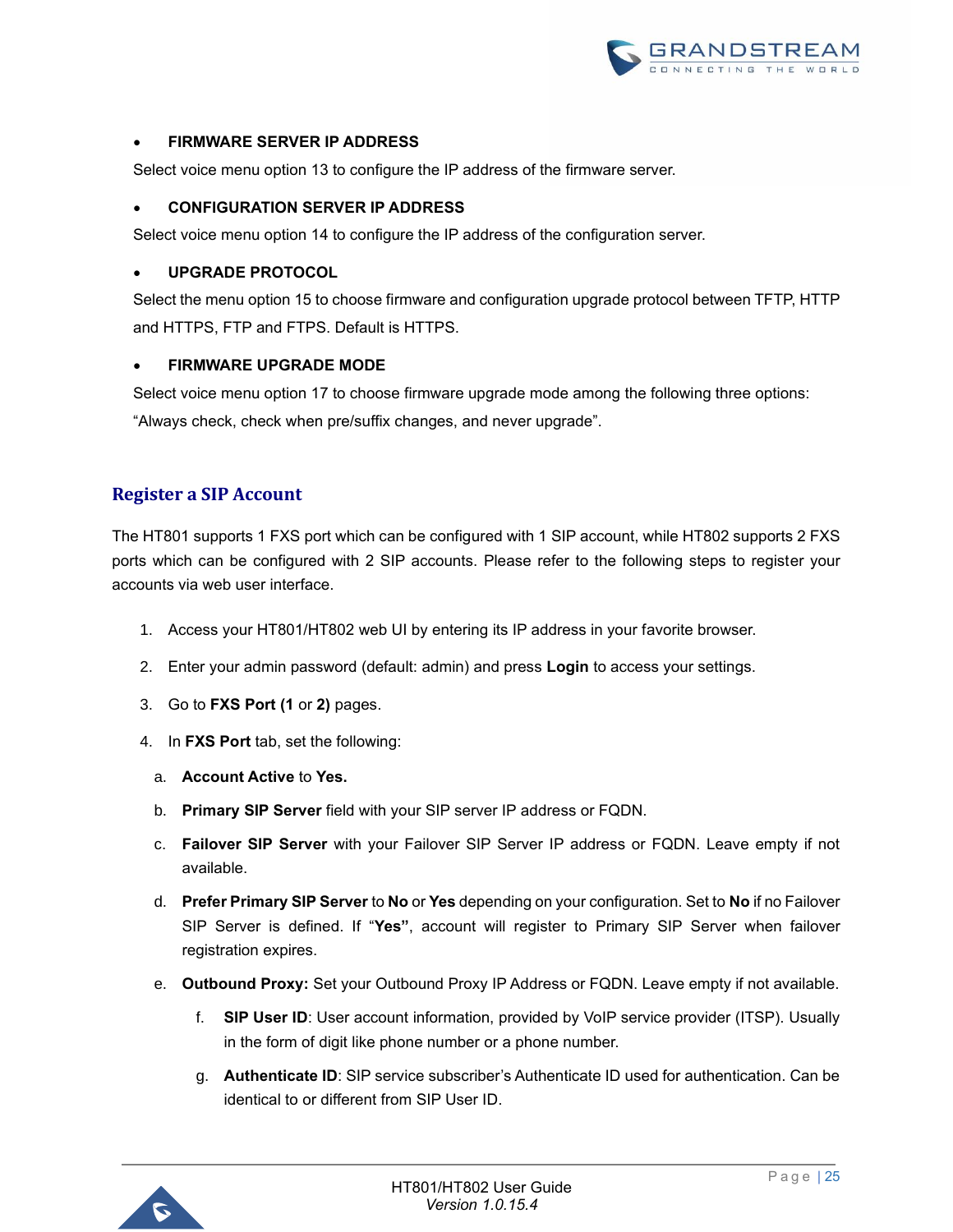- **FIRMWARE SERVER IP ADDRESS**

Select voice menu option 13 to configure the IP address of the firmware server.

- **CONFIGURATION SERVER IP ADDRESS**

Select voice menu option 14 to configure the IP address of the configuration server.

- **UPGRADE PROTOCOL**

Select the menu option 15 to choose firmware and configuration upgrade protocol between TFTP, HTTP and HTTPS, FTP and FTPS. Default is HTTPS.

- **FIRMWARE UPGRADE MODE**

Select voice menu option 17 to choose firmware upgrade mode among the following three options: "Always check, check when pre/suffix changes, and never upgrade".

## Register a SIP Account

The HT801 supports 1 FXS port which can be configured with 1 SIP account, while HT802 supports 2 FXS ports which can be configured with 2 SIP accounts. Please refer to the following steps to register your accounts via web user interface.

1. Access your HT801/HT802 web UI by entering its IP address in your favorite browser.
2. Enter your admin password (default: admin) and press **Login** to access your settings.
3. Go to **FXS Port (1** or **2)** pages.
4. In **FXS Port** tab, set the following:
   a. **Account Active** to **Yes.**
   b. **Primary SIP Server** field with your SIP server IP address or FQDN.
   c. **Failover SIP Server** with your Failover SIP Server IP address or FQDN. Leave empty if not available.
   d. **Prefer Primary SIP Server** to **No** or **Yes** depending on your configuration. Set to **No** if no Failover SIP Server is defined. If "**Yes"**, account will register to Primary SIP Server when failover registration expires.
   e. **Outbound Proxy:** Set your Outbound Proxy IP Address or FQDN. Leave empty if not available.
      f. **SIP User ID**: User account information, provided by VoIP service provider (ITSP). Usually in the form of digit like phone number or a phone number.
      g. **Authenticate ID**: SIP service subscriber's Authenticate ID used for authentication. Can be identical to or different from SIP User ID.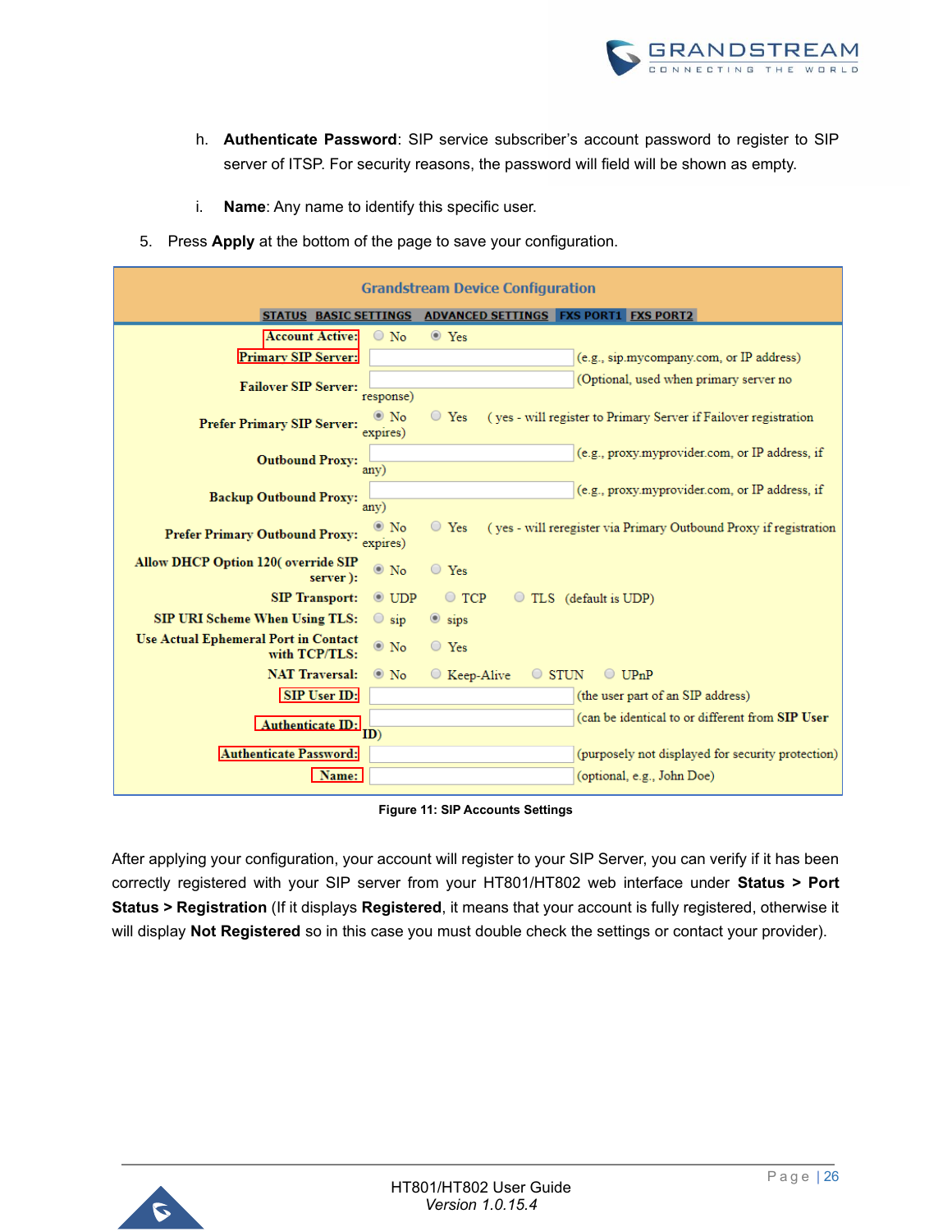h. **Authenticate Password**: SIP service subscriber's account password to register to SIP server of ITSP. For security reasons, the password will field will be shown as empty.

i. **Name**: Any name to identify this specific user.

5. Press **Apply** at the bottom of the page to save your configuration.

**Grandstream Device Configuration**

STATUS | BASIC SETTINGS | ADVANCED SETTINGS | FXS PORT1 | FXS PORT2

| Setting | Value |
|---|---|
| Account Active: | ○ No ◉ Yes |
| Primary SIP Server: | [ ] (e.g., sip.mycompany.com, or IP address) |
| Failover SIP Server: | [ ] (Optional, used when primary server no response) |
| Prefer Primary SIP Server: | ◉ No ○ Yes ( yes - will register to Primary Server if Failover registration expires) |
| Outbound Proxy: | [ ] (e.g., proxy.myprovider.com, or IP address, if any) |
| Backup Outbound Proxy: | [ ] (e.g., proxy.myprovider.com, or IP address, if any) |
| Prefer Primary Outbound Proxy: | ◉ No ○ Yes ( yes - will reregister via Primary Outbound Proxy if registration expires) |
| Allow DHCP Option 120( override SIP server ): | ◉ No ○ Yes |
| SIP Transport: | ◉ UDP ○ TCP ○ TLS (default is UDP) |
| SIP URI Scheme When Using TLS: | ○ sip ◉ sips |
| Use Actual Ephemeral Port in Contact with TCP/TLS: | ◉ No ○ Yes |
| NAT Traversal: | ◉ No ○ Keep-Alive ○ STUN ○ UPnP |
| SIP User ID: | [ ] (the user part of an SIP address) |
| Authenticate ID: | [ ] (can be identical to or different from **SIP User ID**) |
| Authenticate Password: | [ ] (purposely not displayed for security protection) |
| Name: | [ ] (optional, e.g., John Doe) |

**Figure 11: SIP Accounts Settings**

After applying your configuration, your account will register to your SIP Server, you can verify if it has been correctly registered with your SIP server from your HT801/HT802 web interface under **Status > Port Status > Registration** (If it displays **Registered**, it means that your account is fully registered, otherwise it will display **Not Registered** so in this case you must double check the settings or contact your provider).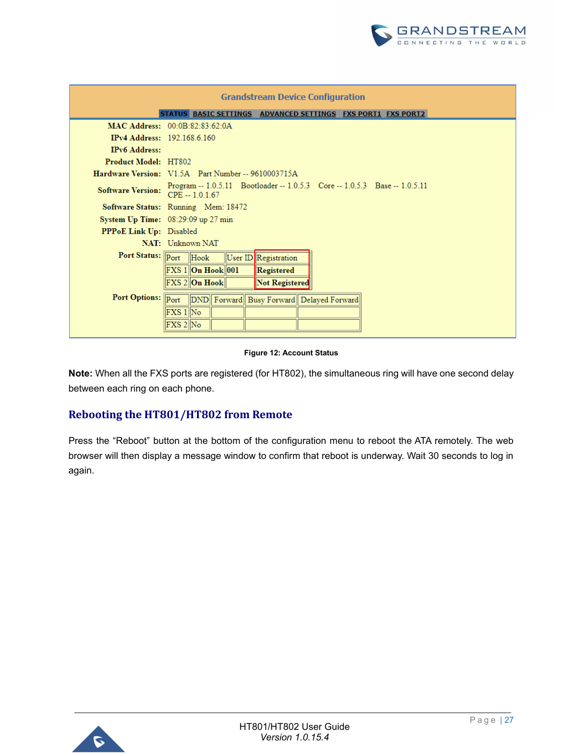**Grandstream Device Configuration**

STATUS BASIC SETTINGS ADVANCED SETTINGS FXS PORT1 FXS PORT2

**MAC Address:** 00:0B:82:83:62:0A

**IPv4 Address:** 192.168.6.160

**IPv6 Address:**

**Product Model:** HT802

**Hardware Version:** V1.5A Part Number -- 9610003715A

**Software Version:** Program -- 1.0.5.11 Bootloader -- 1.0.5.3 Core -- 1.0.5.3 Base -- 1.0.5.11 CPE -- 1.0.1.67

**Software Status:** Running Mem: 18472

**System Up Time:** 08:29:09 up 27 min

**PPPoE Link Up:** Disabled

**NAT:** Unknown NAT

**Port Status:**

| Port | Hook | User ID | Registration |
| --- | --- | --- | --- |
| FXS 1 | **On Hook** | **001** | **Registered** |
| FXS 2 | **On Hook** | | **Not Registered** |

**Port Options:**

| Port | DND | Forward | Busy Forward | Delayed Forward |
| --- | --- | --- | --- | --- |
| FXS 1 | No | | | |
| FXS 2 | No | | | |

**Figure 12: Account Status**

**Note:** When all the FXS ports are registered (for HT802), the simultaneous ring will have one second delay between each ring on each phone.

## Rebooting the HT801/HT802 from Remote

Press the "Reboot" button at the bottom of the configuration menu to reboot the ATA remotely. The web browser will then display a message window to confirm that reboot is underway. Wait 30 seconds to log in again.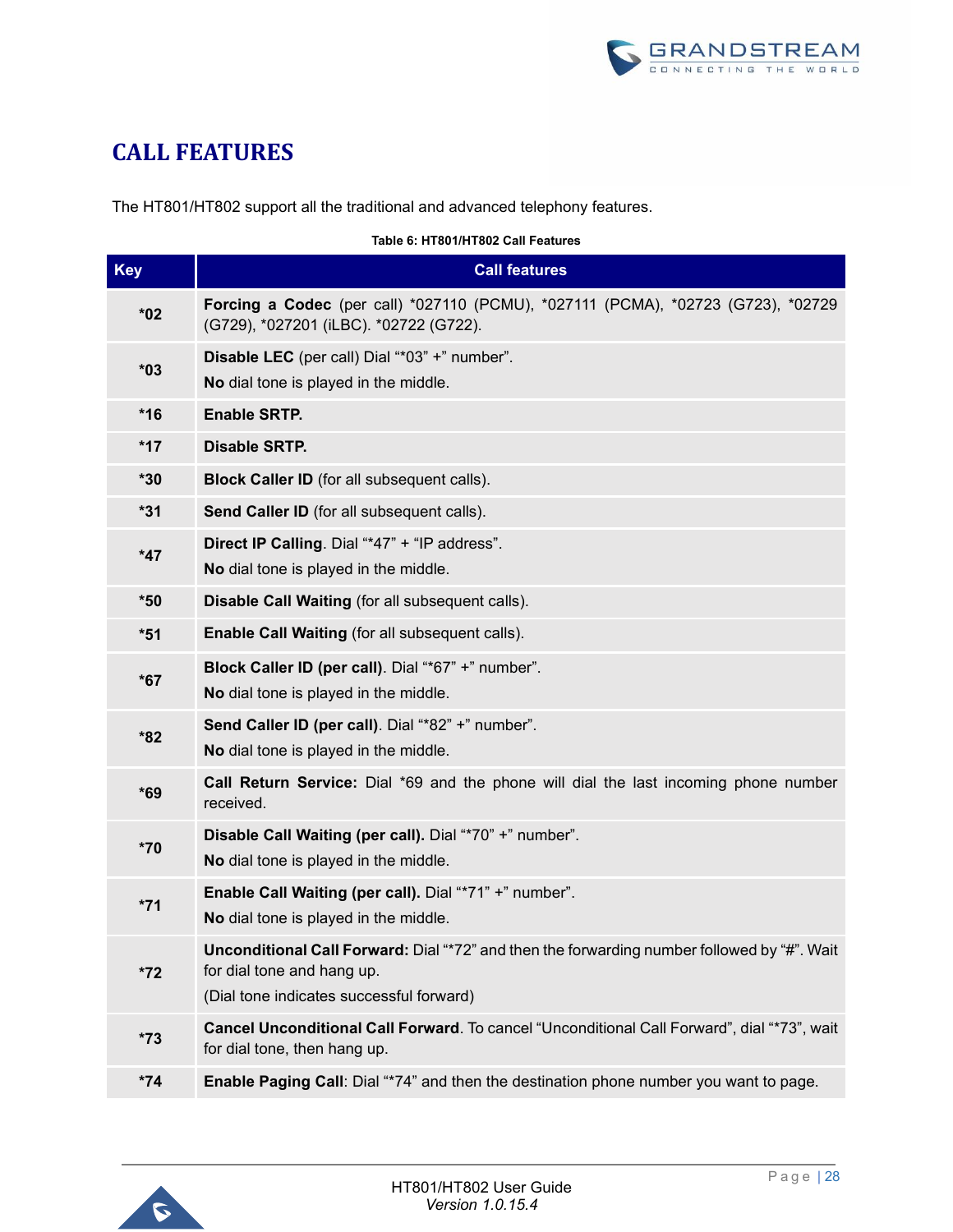# CALL FEATURES

The HT801/HT802 support all the traditional and advanced telephony features.

**Table 6: HT801/HT802 Call Features**

| Key | Call features |
|---|---|
| *02 | **Forcing a Codec** (per call) *027110 (PCMU), *027111 (PCMA), *02723 (G723), *02729 (G729), *027201 (iLBC). *02722 (G722). |
| *03 | **Disable LEC** (per call) Dial "*03" +" number".<br>**No** dial tone is played in the middle. |
| *16 | **Enable SRTP.** |
| *17 | **Disable SRTP.** |
| *30 | **Block Caller ID** (for all subsequent calls). |
| *31 | **Send Caller ID** (for all subsequent calls). |
| *47 | **Direct IP Calling**. Dial "*47" + "IP address".<br>**No** dial tone is played in the middle. |
| *50 | **Disable Call Waiting** (for all subsequent calls). |
| *51 | **Enable Call Waiting** (for all subsequent calls). |
| *67 | **Block Caller ID (per call)**. Dial "*67" +" number".<br>**No** dial tone is played in the middle. |
| *82 | **Send Caller ID (per call)**. Dial "*82" +" number".<br>**No** dial tone is played in the middle. |
| *69 | **Call Return Service:** Dial *69 and the phone will dial the last incoming phone number received. |
| *70 | **Disable Call Waiting (per call).** Dial "*70" +" number".<br>**No** dial tone is played in the middle. |
| *71 | **Enable Call Waiting (per call).** Dial "*71" +" number".<br>**No** dial tone is played in the middle. |
| *72 | **Unconditional Call Forward:** Dial "*72" and then the forwarding number followed by "#". Wait for dial tone and hang up.<br>(Dial tone indicates successful forward) |
| *73 | **Cancel Unconditional Call Forward**. To cancel "Unconditional Call Forward", dial "*73", wait for dial tone, then hang up. |
| *74 | **Enable Paging Call**: Dial "*74" and then the destination phone number you want to page. |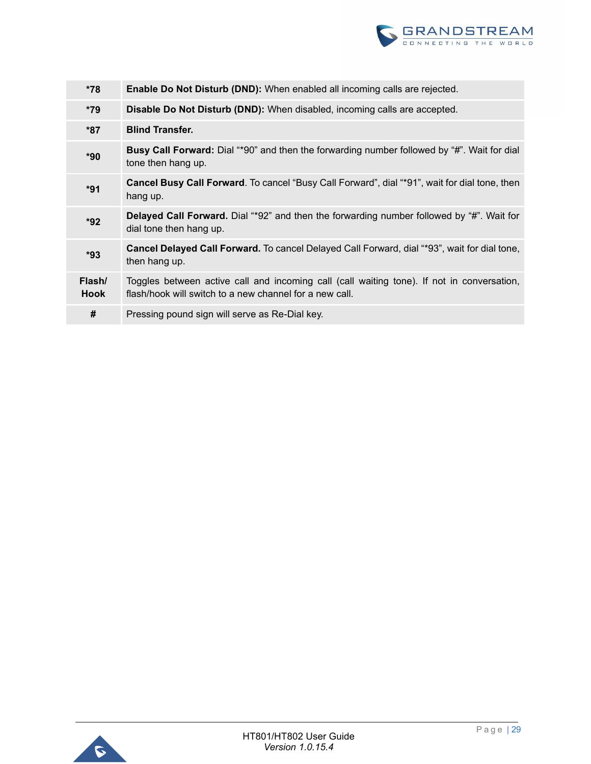| | |
|---|---|
| **\*78** | **Enable Do Not Disturb (DND):** When enabled all incoming calls are rejected. |
| **\*79** | **Disable Do Not Disturb (DND):** When disabled, incoming calls are accepted. |
| **\*87** | **Blind Transfer.** |
| **\*90** | **Busy Call Forward:** Dial "*90" and then the forwarding number followed by "#". Wait for dial tone then hang up. |
| **\*91** | **Cancel Busy Call Forward**. To cancel "Busy Call Forward", dial "*91", wait for dial tone, then hang up. |
| **\*92** | **Delayed Call Forward.** Dial "*92" and then the forwarding number followed by "#". Wait for dial tone then hang up. |
| **\*93** | **Cancel Delayed Call Forward.** To cancel Delayed Call Forward, dial "*93", wait for dial tone, then hang up. |
| **Flash/ Hook** | Toggles between active call and incoming call (call waiting tone). If not in conversation, flash/hook will switch to a new channel for a new call. |
| **#** | Pressing pound sign will serve as Re-Dial key. |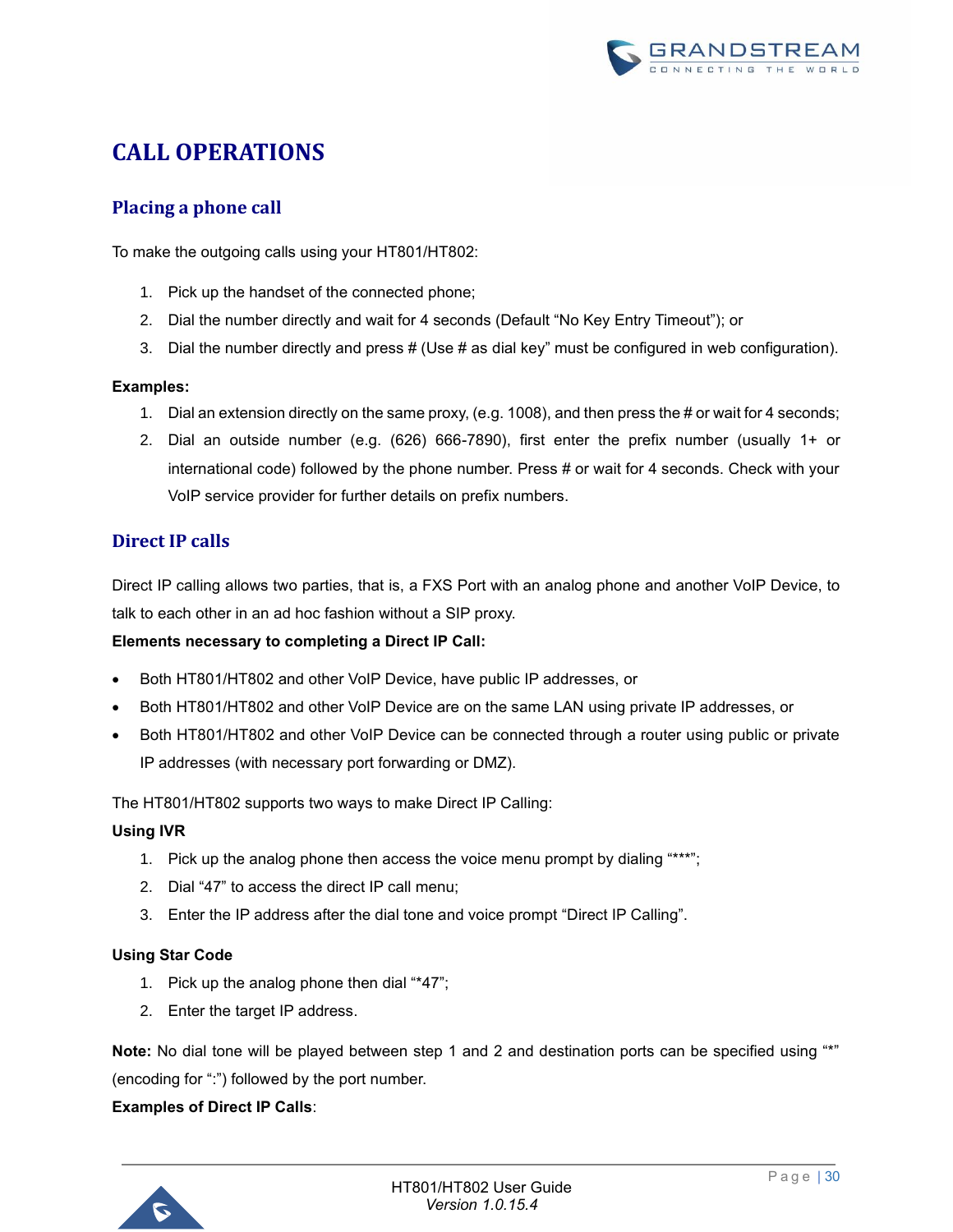# CALL OPERATIONS

## Placing a phone call

To make the outgoing calls using your HT801/HT802:

1. Pick up the handset of the connected phone;
2. Dial the number directly and wait for 4 seconds (Default "No Key Entry Timeout"); or
3. Dial the number directly and press # (Use # as dial key" must be configured in web configuration).

**Examples:**

1. Dial an extension directly on the same proxy, (e.g. 1008), and then press the # or wait for 4 seconds;
2. Dial an outside number (e.g. (626) 666-7890), first enter the prefix number (usually 1+ or international code) followed by the phone number. Press # or wait for 4 seconds. Check with your VoIP service provider for further details on prefix numbers.

## Direct IP calls

Direct IP calling allows two parties, that is, a FXS Port with an analog phone and another VoIP Device, to talk to each other in an ad hoc fashion without a SIP proxy.

**Elements necessary to completing a Direct IP Call:**

- Both HT801/HT802 and other VoIP Device, have public IP addresses, or
- Both HT801/HT802 and other VoIP Device are on the same LAN using private IP addresses, or
- Both HT801/HT802 and other VoIP Device can be connected through a router using public or private IP addresses (with necessary port forwarding or DMZ).

The HT801/HT802 supports two ways to make Direct IP Calling:

**Using IVR**

1. Pick up the analog phone then access the voice menu prompt by dialing "***";
2. Dial "47" to access the direct IP call menu;
3. Enter the IP address after the dial tone and voice prompt "Direct IP Calling".

**Using Star Code**

1. Pick up the analog phone then dial "*47";
2. Enter the target IP address.

**Note:** No dial tone will be played between step 1 and 2 and destination ports can be specified using "*" (encoding for ":") followed by the port number.

**Examples of Direct IP Calls**: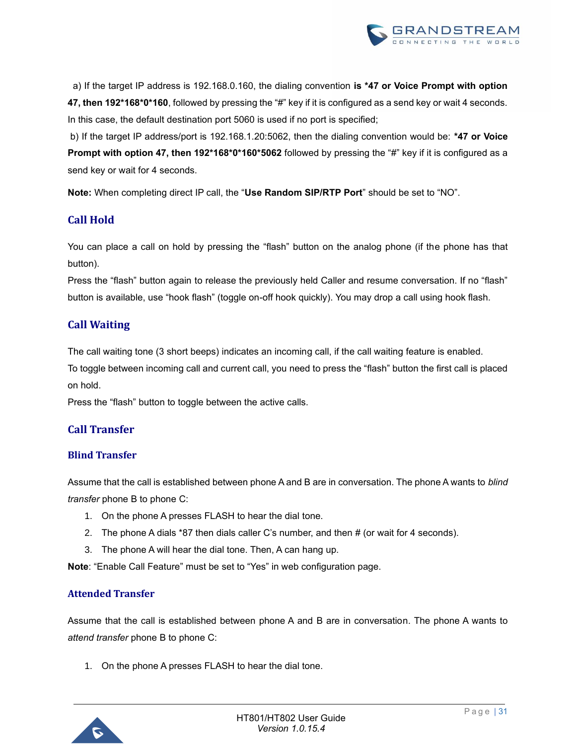a) If the target IP address is 192.168.0.160, the dialing convention **is *47 or Voice Prompt with option 47, then 192*168*0*160**, followed by pressing the "#" key if it is configured as a send key or wait 4 seconds. In this case, the default destination port 5060 is used if no port is specified;

b) If the target IP address/port is 192.168.1.20:5062, then the dialing convention would be: ***47 or Voice Prompt with option 47, then 192*168*0*160*5062** followed by pressing the "#" key if it is configured as a send key or wait for 4 seconds.

**Note:** When completing direct IP call, the "**Use Random SIP/RTP Port**" should be set to "NO".

## Call Hold

You can place a call on hold by pressing the "flash" button on the analog phone (if the phone has that button).

Press the "flash" button again to release the previously held Caller and resume conversation. If no "flash" button is available, use "hook flash" (toggle on-off hook quickly). You may drop a call using hook flash.

## Call Waiting

The call waiting tone (3 short beeps) indicates an incoming call, if the call waiting feature is enabled.

To toggle between incoming call and current call, you need to press the "flash" button the first call is placed on hold.

Press the "flash" button to toggle between the active calls.

## Call Transfer

### Blind Transfer

Assume that the call is established between phone A and B are in conversation. The phone A wants to *blind transfer* phone B to phone C:

1. On the phone A presses FLASH to hear the dial tone.
2. The phone A dials *87 then dials caller C's number, and then # (or wait for 4 seconds).
3. The phone A will hear the dial tone. Then, A can hang up.

**Note**: "Enable Call Feature" must be set to "Yes" in web configuration page.

### Attended Transfer

Assume that the call is established between phone A and B are in conversation. The phone A wants to *attend transfer* phone B to phone C:

1. On the phone A presses FLASH to hear the dial tone.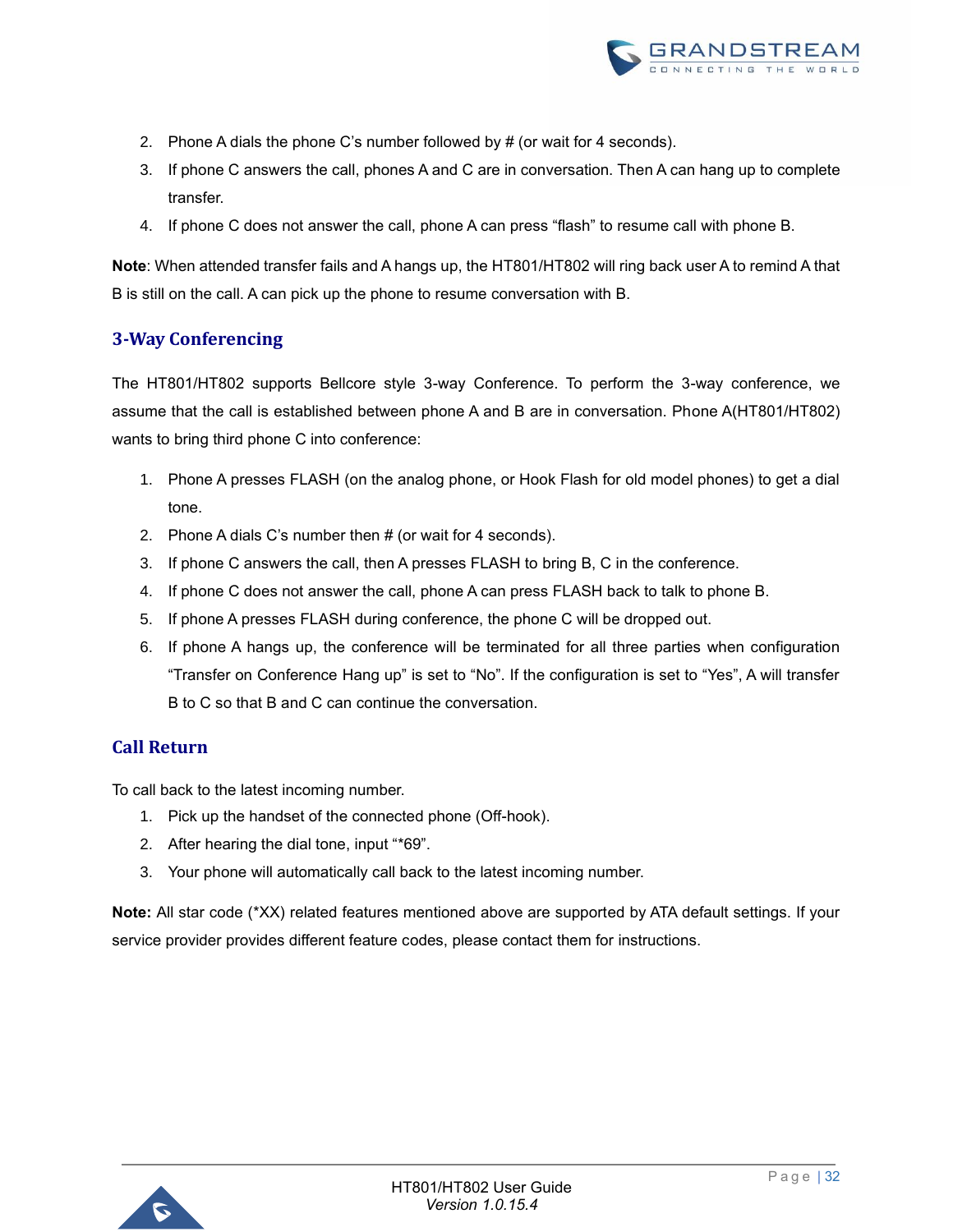2. Phone A dials the phone C's number followed by # (or wait for 4 seconds).
3. If phone C answers the call, phones A and C are in conversation. Then A can hang up to complete transfer.
4. If phone C does not answer the call, phone A can press "flash" to resume call with phone B.

**Note**: When attended transfer fails and A hangs up, the HT801/HT802 will ring back user A to remind A that B is still on the call. A can pick up the phone to resume conversation with B.

## 3-Way Conferencing

The HT801/HT802 supports Bellcore style 3-way Conference. To perform the 3-way conference, we assume that the call is established between phone A and B are in conversation. Phone A(HT801/HT802) wants to bring third phone C into conference:

1. Phone A presses FLASH (on the analog phone, or Hook Flash for old model phones) to get a dial tone.
2. Phone A dials C's number then # (or wait for 4 seconds).
3. If phone C answers the call, then A presses FLASH to bring B, C in the conference.
4. If phone C does not answer the call, phone A can press FLASH back to talk to phone B.
5. If phone A presses FLASH during conference, the phone C will be dropped out.
6. If phone A hangs up, the conference will be terminated for all three parties when configuration "Transfer on Conference Hang up" is set to "No". If the configuration is set to "Yes", A will transfer B to C so that B and C can continue the conversation.

## Call Return

To call back to the latest incoming number.

1. Pick up the handset of the connected phone (Off-hook).
2. After hearing the dial tone, input "*69".
3. Your phone will automatically call back to the latest incoming number.

**Note:** All star code (*XX) related features mentioned above are supported by ATA default settings. If your service provider provides different feature codes, please contact them for instructions.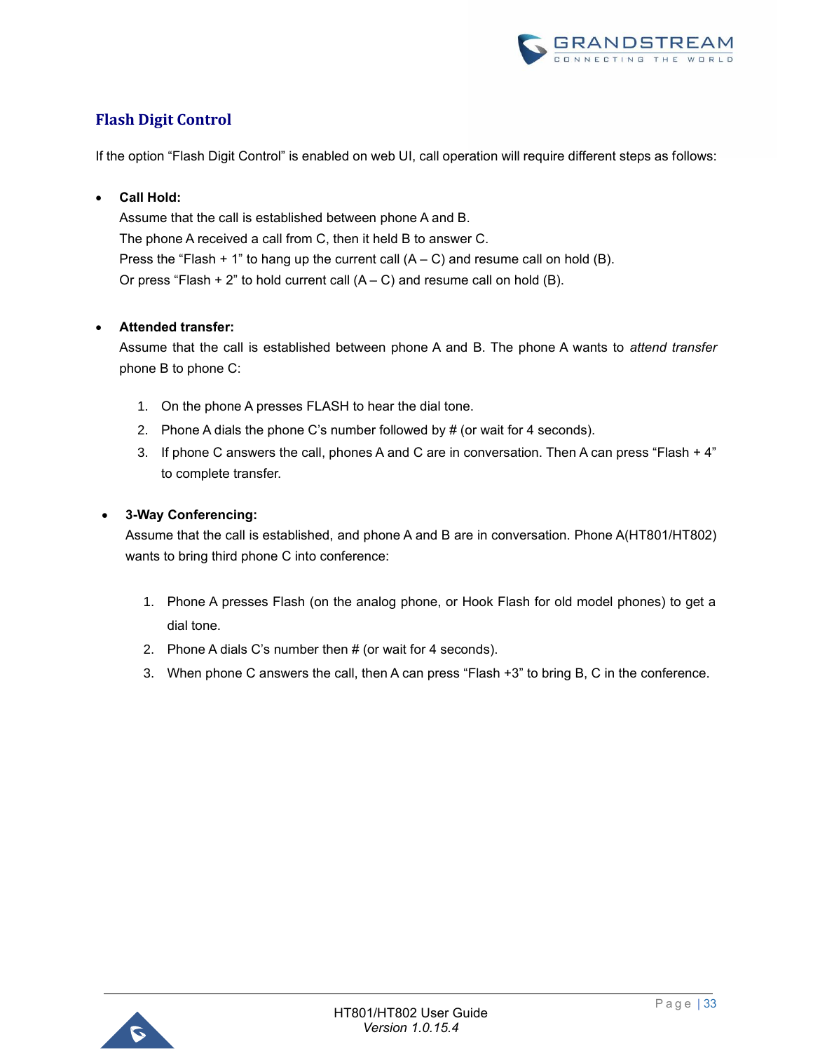## Flash Digit Control

If the option "Flash Digit Control" is enabled on web UI, call operation will require different steps as follows:

- **Call Hold:**
  Assume that the call is established between phone A and B.
  The phone A received a call from C, then it held B to answer C.
  Press the "Flash + 1" to hang up the current call (A – C) and resume call on hold (B).
  Or press "Flash + 2" to hold current call (A – C) and resume call on hold (B).

- **Attended transfer:**
  Assume that the call is established between phone A and B. The phone A wants to *attend transfer* phone B to phone C:

  1. On the phone A presses FLASH to hear the dial tone.
  2. Phone A dials the phone C's number followed by # (or wait for 4 seconds).
  3. If phone C answers the call, phones A and C are in conversation. Then A can press "Flash + 4" to complete transfer.

- **3-Way Conferencing:**
  Assume that the call is established, and phone A and B are in conversation. Phone A(HT801/HT802) wants to bring third phone C into conference:

  1. Phone A presses Flash (on the analog phone, or Hook Flash for old model phones) to get a dial tone.
  2. Phone A dials C's number then # (or wait for 4 seconds).
  3. When phone C answers the call, then A can press "Flash +3" to bring B, C in the conference.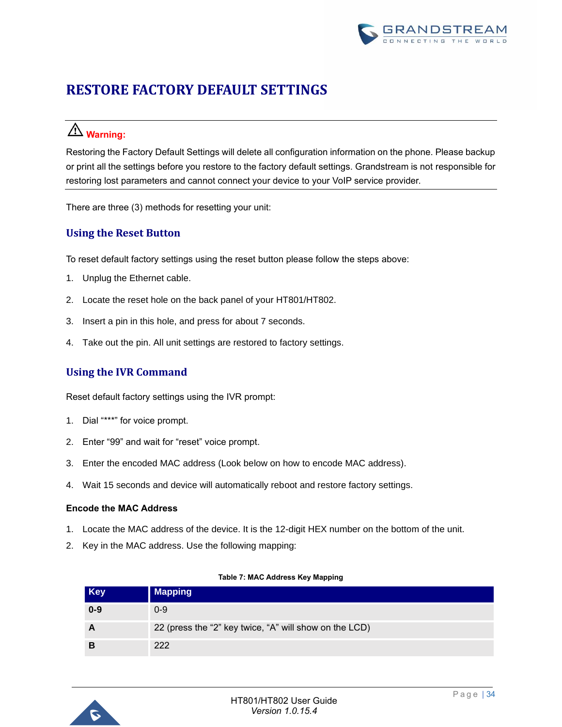# RESTORE FACTORY DEFAULT SETTINGS

⚠ **Warning:**

Restoring the Factory Default Settings will delete all configuration information on the phone. Please backup or print all the settings before you restore to the factory default settings. Grandstream is not responsible for restoring lost parameters and cannot connect your device to your VoIP service provider.

There are three (3) methods for resetting your unit:

## Using the Reset Button

To reset default factory settings using the reset button please follow the steps above:

1. Unplug the Ethernet cable.
2. Locate the reset hole on the back panel of your HT801/HT802.
3. Insert a pin in this hole, and press for about 7 seconds.
4. Take out the pin. All unit settings are restored to factory settings.

## Using the IVR Command

Reset default factory settings using the IVR prompt:

1. Dial "***" for voice prompt.
2. Enter "99" and wait for "reset" voice prompt.
3. Enter the encoded MAC address (Look below on how to encode MAC address).
4. Wait 15 seconds and device will automatically reboot and restore factory settings.

**Encode the MAC Address**

1. Locate the MAC address of the device. It is the 12-digit HEX number on the bottom of the unit.
2. Key in the MAC address. Use the following mapping:

**Table 7: MAC Address Key Mapping**

| Key | Mapping |
|---|---|
| **0-9** | 0-9 |
| **A** | 22 (press the "2" key twice, "A" will show on the LCD) |
| **B** | 222 |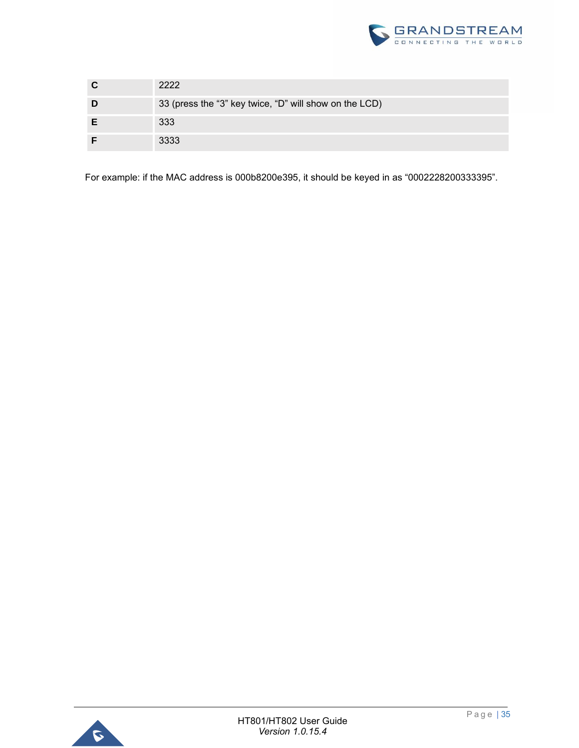| | |
|---|---|
| **C** | 2222 |
| **D** | 33 (press the “3” key twice, “D” will show on the LCD) |
| **E** | 333 |
| **F** | 3333 |

For example: if the MAC address is 000b8200e395, it should be keyed in as “0002228200333395”.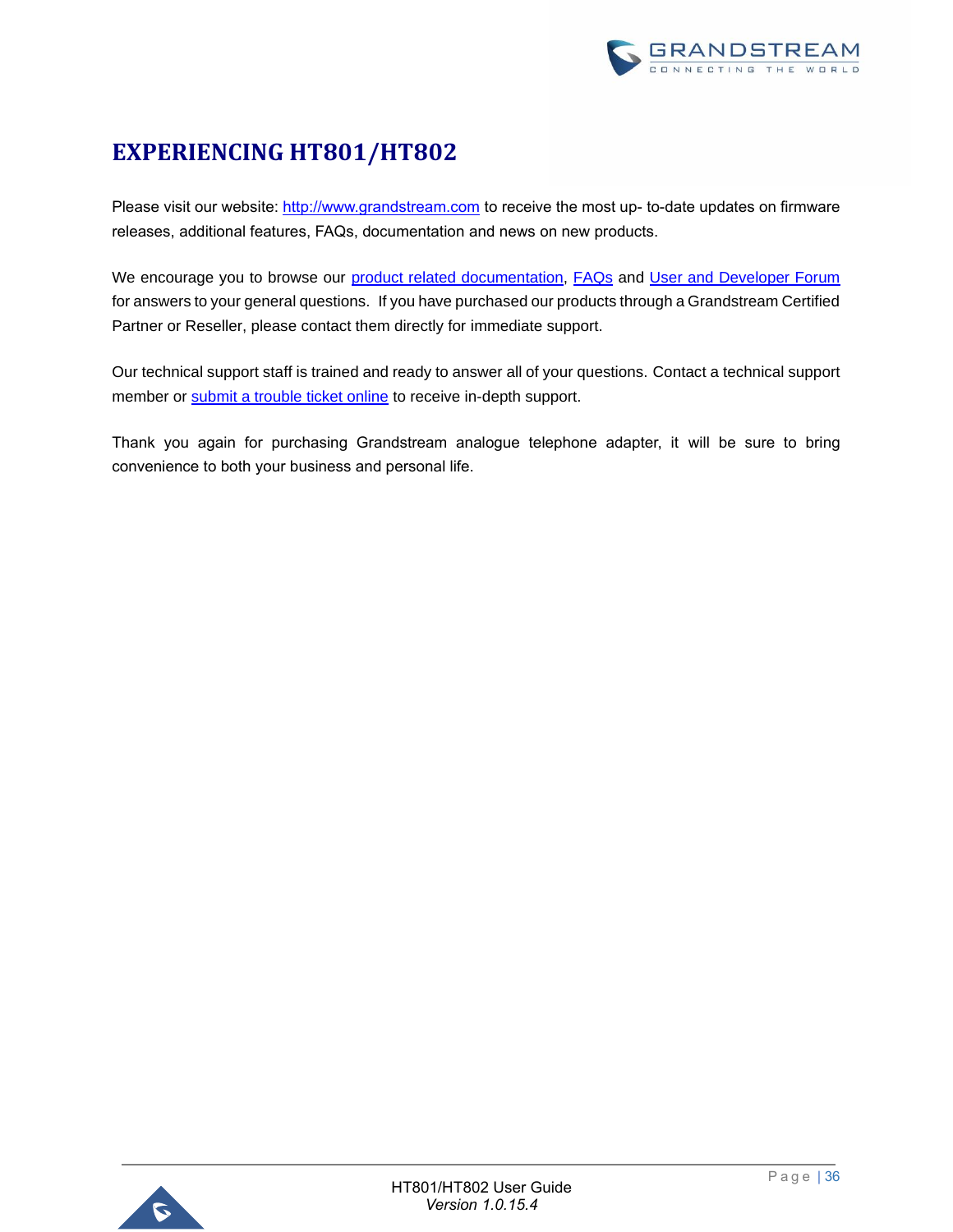# EXPERIENCING HT801/HT802

Please visit our website: http://www.grandstream.com to receive the most up- to-date updates on firmware releases, additional features, FAQs, documentation and news on new products.

We encourage you to browse our product related documentation, FAQs and User and Developer Forum for answers to your general questions. If you have purchased our products through a Grandstream Certified Partner or Reseller, please contact them directly for immediate support.

Our technical support staff is trained and ready to answer all of your questions. Contact a technical support member or submit a trouble ticket online to receive in-depth support.

Thank you again for purchasing Grandstream analogue telephone adapter, it will be sure to bring convenience to both your business and personal life.